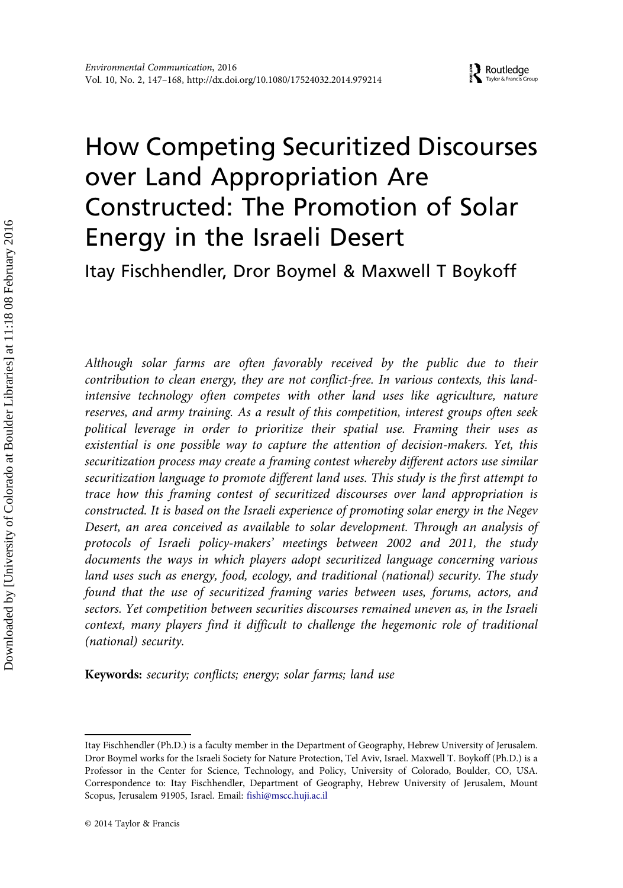# How Competing Securitized Discourses over Land Appropriation Are Constructed: The Promotion of Solar Energy in the Israeli Desert

Itay Fischhendler, Dror Boymel & Maxwell T Boykoff

*Although solar farms are often favorably received by the public due to their contribution to clean energy, they are not conflict-free. In various contexts, this land-intensive technology often competes with other land uses like agriculture, nature reserves, and army training. As a result of this competition, interest groups often seek political leverage in order to prioritize their spatial use. Framing their uses as existential is one possible way to capture the attention of decision-makers. Yet, this securitization process may create a framing contest whereby different actors use similar securitization language to promote different land uses. This study is the first attempt to trace how this framing contest of securitized discourses over land appropriation is constructed. It is based on the Israeli experience of promoting solar energy in the Negev Desert, an area conceived as available to solar development. Through an analysis of protocols of Israeli policy-makers' meetings between 2002 and 2011, the study documents the ways in which players adopt securitized language concerning various land uses such as energy, food, ecology, and traditional (national) security. The study found that the use of securitized framing varies between uses, forums, actors, and sectors. Yet competition between securities discourses remained uneven as, in the Israeli context, many players find it difficult to challenge the hegemonic role of traditional (national) security.*

**Keywords:** *security; conflicts; energy; solar farms; land use*

Itay Fischhendler (Ph.D.) is a faculty member in the Department of Geography, Hebrew University of Jerusalem. Dror Boymel works for the Israeli Society for Nature Protection, Tel Aviv, Israel. Maxwell T. Boykoff (Ph.D.) is a Professor in the Center for Science, Technology, and Policy, University of Colorado, Boulder, CO, USA. Correspondence to: Itay Fischhendler, Department of Geography, Hebrew University of Jerusalem, Mount Scopus, Jerusalem 91905, Israel. Email: fishi@mscc.huji.ac.il

© 2014 Taylor & Francis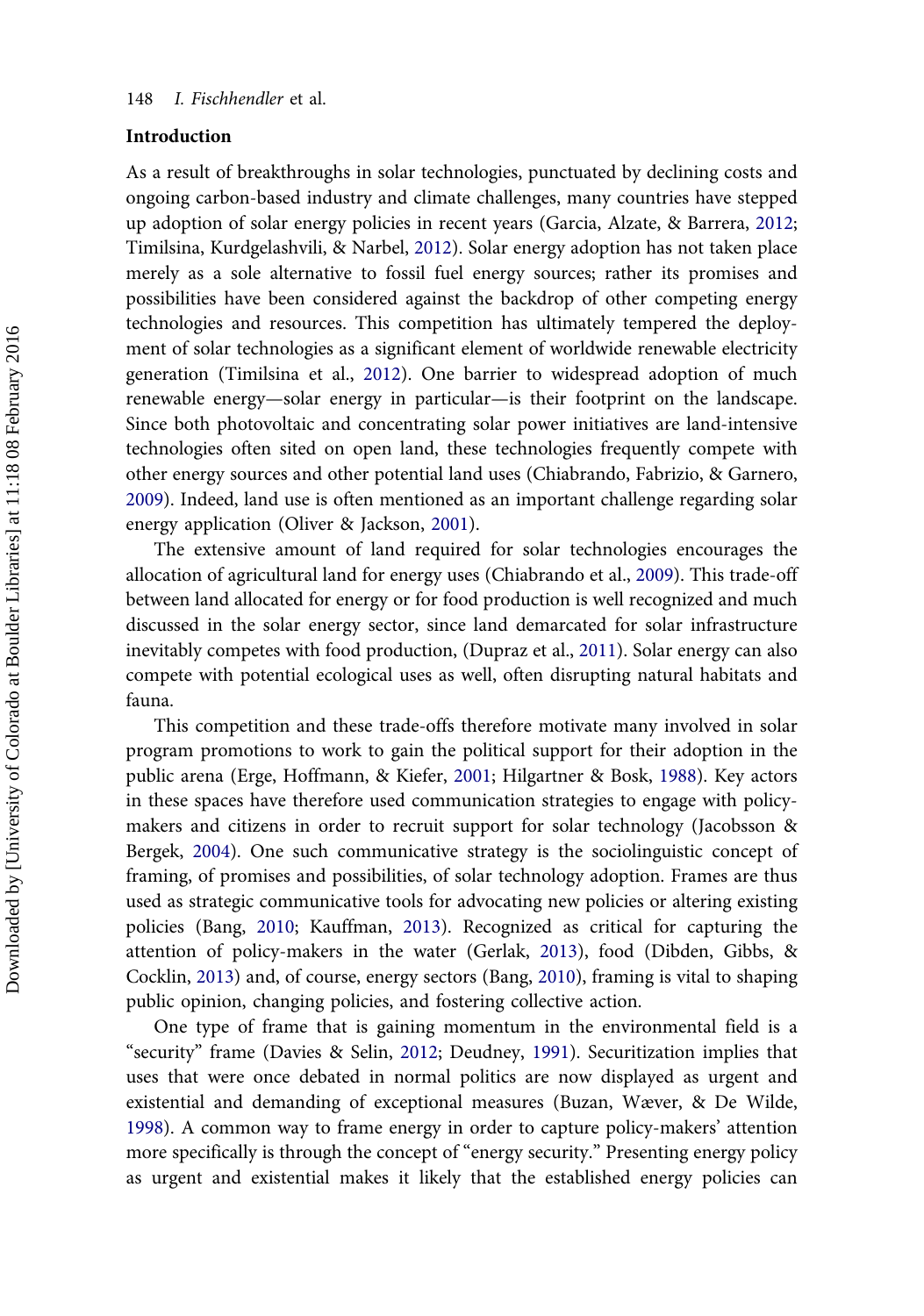## Introduction

As a result of breakthroughs in solar technologies, punctuated by declining costs and ongoing carbon-based industry and climate challenges, many countries have stepped up adoption of solar energy policies in recent years (Garcia, Alzate, & Barrera, 2012; Timilsina, Kurdgelashvili, & Narbel, 2012). Solar energy adoption has not taken place merely as a sole alternative to fossil fuel energy sources; rather its promises and possibilities have been considered against the backdrop of other competing energy technologies and resources. This competition has ultimately tempered the deployment of solar technologies as a significant element of worldwide renewable electricity generation (Timilsina et al., 2012). One barrier to widespread adoption of much renewable energy—solar energy in particular—is their footprint on the landscape. Since both photovoltaic and concentrating solar power initiatives are land-intensive technologies often sited on open land, these technologies frequently compete with other energy sources and other potential land uses (Chiabrando, Fabrizio, & Garnero, 2009). Indeed, land use is often mentioned as an important challenge regarding solar energy application (Oliver & Jackson, 2001).

The extensive amount of land required for solar technologies encourages the allocation of agricultural land for energy uses (Chiabrando et al., 2009). This trade-off between land allocated for energy or for food production is well recognized and much discussed in the solar energy sector, since land demarcated for solar infrastructure inevitably competes with food production, (Dupraz et al., 2011). Solar energy can also compete with potential ecological uses as well, often disrupting natural habitats and fauna.

This competition and these trade-offs therefore motivate many involved in solar program promotions to work to gain the political support for their adoption in the public arena (Erge, Hoffmann, & Kiefer, 2001; Hilgartner & Bosk, 1988). Key actors in these spaces have therefore used communication strategies to engage with policy-makers and citizens in order to recruit support for solar technology (Jacobsson & Bergek, 2004). One such communicative strategy is the sociolinguistic concept of framing, of promises and possibilities, of solar technology adoption. Frames are thus used as strategic communicative tools for advocating new policies or altering existing policies (Bang, 2010; Kauffman, 2013). Recognized as critical for capturing the attention of policy-makers in the water (Gerlak, 2013), food (Dibden, Gibbs, & Cocklin, 2013) and, of course, energy sectors (Bang, 2010), framing is vital to shaping public opinion, changing policies, and fostering collective action.

One type of frame that is gaining momentum in the environmental field is a "security" frame (Davies & Selin, 2012; Deudney, 1991). Securitization implies that uses that were once debated in normal politics are now displayed as urgent and existential and demanding of exceptional measures (Buzan, Wæver, & De Wilde, 1998). A common way to frame energy in order to capture policy-makers' attention more specifically is through the concept of "energy security." Presenting energy policy as urgent and existential makes it likely that the established energy policies can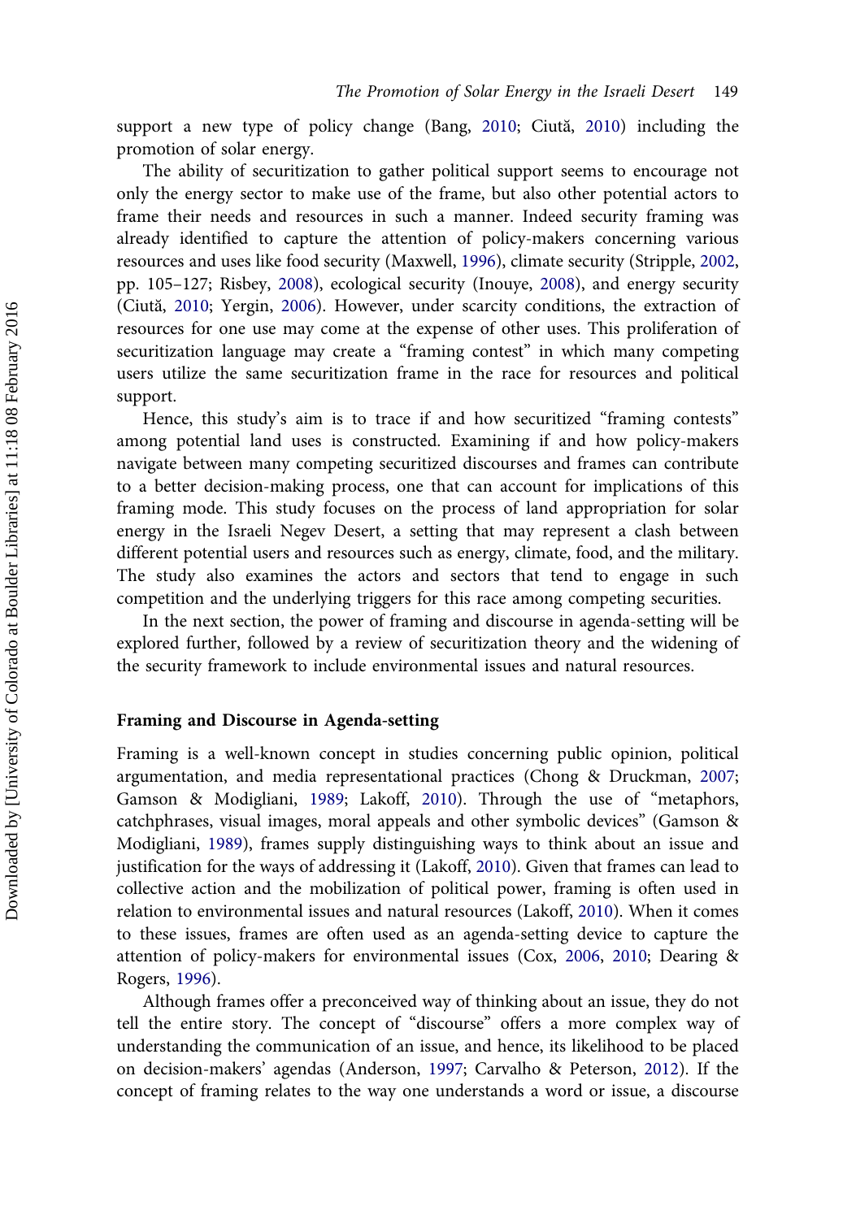support a new type of policy change (Bang, 2010; Ciută, 2010) including the promotion of solar energy.

The ability of securitization to gather political support seems to encourage not only the energy sector to make use of the frame, but also other potential actors to frame their needs and resources in such a manner. Indeed security framing was already identified to capture the attention of policy-makers concerning various resources and uses like food security (Maxwell, 1996), climate security (Stripple, 2002, pp. 105–127; Risbey, 2008), ecological security (Inouye, 2008), and energy security (Ciută, 2010; Yergin, 2006). However, under scarcity conditions, the extraction of resources for one use may come at the expense of other uses. This proliferation of securitization language may create a "framing contest" in which many competing users utilize the same securitization frame in the race for resources and political support.

Hence, this study's aim is to trace if and how securitized "framing contests" among potential land uses is constructed. Examining if and how policy-makers navigate between many competing securitized discourses and frames can contribute to a better decision-making process, one that can account for implications of this framing mode. This study focuses on the process of land appropriation for solar energy in the Israeli Negev Desert, a setting that may represent a clash between different potential users and resources such as energy, climate, food, and the military. The study also examines the actors and sectors that tend to engage in such competition and the underlying triggers for this race among competing securities.

In the next section, the power of framing and discourse in agenda-setting will be explored further, followed by a review of securitization theory and the widening of the security framework to include environmental issues and natural resources.

## Framing and Discourse in Agenda-setting

Framing is a well-known concept in studies concerning public opinion, political argumentation, and media representational practices (Chong & Druckman, 2007; Gamson & Modigliani, 1989; Lakoff, 2010). Through the use of "metaphors, catchphrases, visual images, moral appeals and other symbolic devices" (Gamson & Modigliani, 1989), frames supply distinguishing ways to think about an issue and justification for the ways of addressing it (Lakoff, 2010). Given that frames can lead to collective action and the mobilization of political power, framing is often used in relation to environmental issues and natural resources (Lakoff, 2010). When it comes to these issues, frames are often used as an agenda-setting device to capture the attention of policy-makers for environmental issues (Cox, 2006, 2010; Dearing & Rogers, 1996).

Although frames offer a preconceived way of thinking about an issue, they do not tell the entire story. The concept of "discourse" offers a more complex way of understanding the communication of an issue, and hence, its likelihood to be placed on decision-makers' agendas (Anderson, 1997; Carvalho & Peterson, 2012). If the concept of framing relates to the way one understands a word or issue, a discourse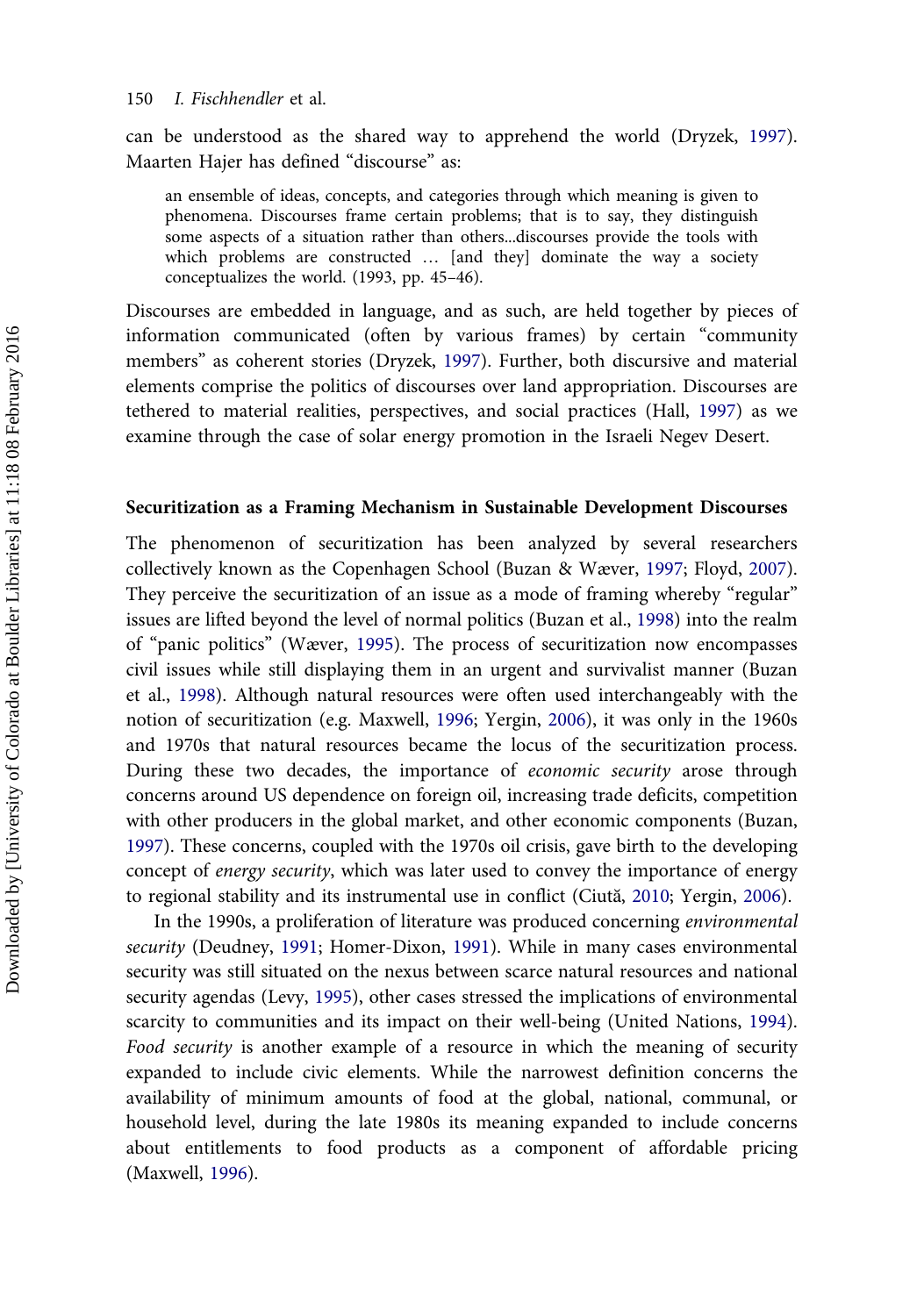can be understood as the shared way to apprehend the world (Dryzek, 1997). Maarten Hajer has defined "discourse" as:

> an ensemble of ideas, concepts, and categories through which meaning is given to phenomena. Discourses frame certain problems; that is to say, they distinguish some aspects of a situation rather than others...discourses provide the tools with which problems are constructed … [and they] dominate the way a society conceptualizes the world. (1993, pp. 45–46).

Discourses are embedded in language, and as such, are held together by pieces of information communicated (often by various frames) by certain "community members" as coherent stories (Dryzek, 1997). Further, both discursive and material elements comprise the politics of discourses over land appropriation. Discourses are tethered to material realities, perspectives, and social practices (Hall, 1997) as we examine through the case of solar energy promotion in the Israeli Negev Desert.

### Securitization as a Framing Mechanism in Sustainable Development Discourses

The phenomenon of securitization has been analyzed by several researchers collectively known as the Copenhagen School (Buzan & Wæver, 1997; Floyd, 2007). They perceive the securitization of an issue as a mode of framing whereby "regular" issues are lifted beyond the level of normal politics (Buzan et al., 1998) into the realm of "panic politics" (Wæver, 1995). The process of securitization now encompasses civil issues while still displaying them in an urgent and survivalist manner (Buzan et al., 1998). Although natural resources were often used interchangeably with the notion of securitization (e.g. Maxwell, 1996; Yergin, 2006), it was only in the 1960s and 1970s that natural resources became the locus of the securitization process. During these two decades, the importance of *economic security* arose through concerns around US dependence on foreign oil, increasing trade deficits, competition with other producers in the global market, and other economic components (Buzan, 1997). These concerns, coupled with the 1970s oil crisis, gave birth to the developing concept of *energy security*, which was later used to convey the importance of energy to regional stability and its instrumental use in conflict (Ciută, 2010; Yergin, 2006).

In the 1990s, a proliferation of literature was produced concerning *environmental security* (Deudney, 1991; Homer-Dixon, 1991). While in many cases environmental security was still situated on the nexus between scarce natural resources and national security agendas (Levy, 1995), other cases stressed the implications of environmental scarcity to communities and its impact on their well-being (United Nations, 1994). *Food security* is another example of a resource in which the meaning of security expanded to include civic elements. While the narrowest definition concerns the availability of minimum amounts of food at the global, national, communal, or household level, during the late 1980s its meaning expanded to include concerns about entitlements to food products as a component of affordable pricing (Maxwell, 1996).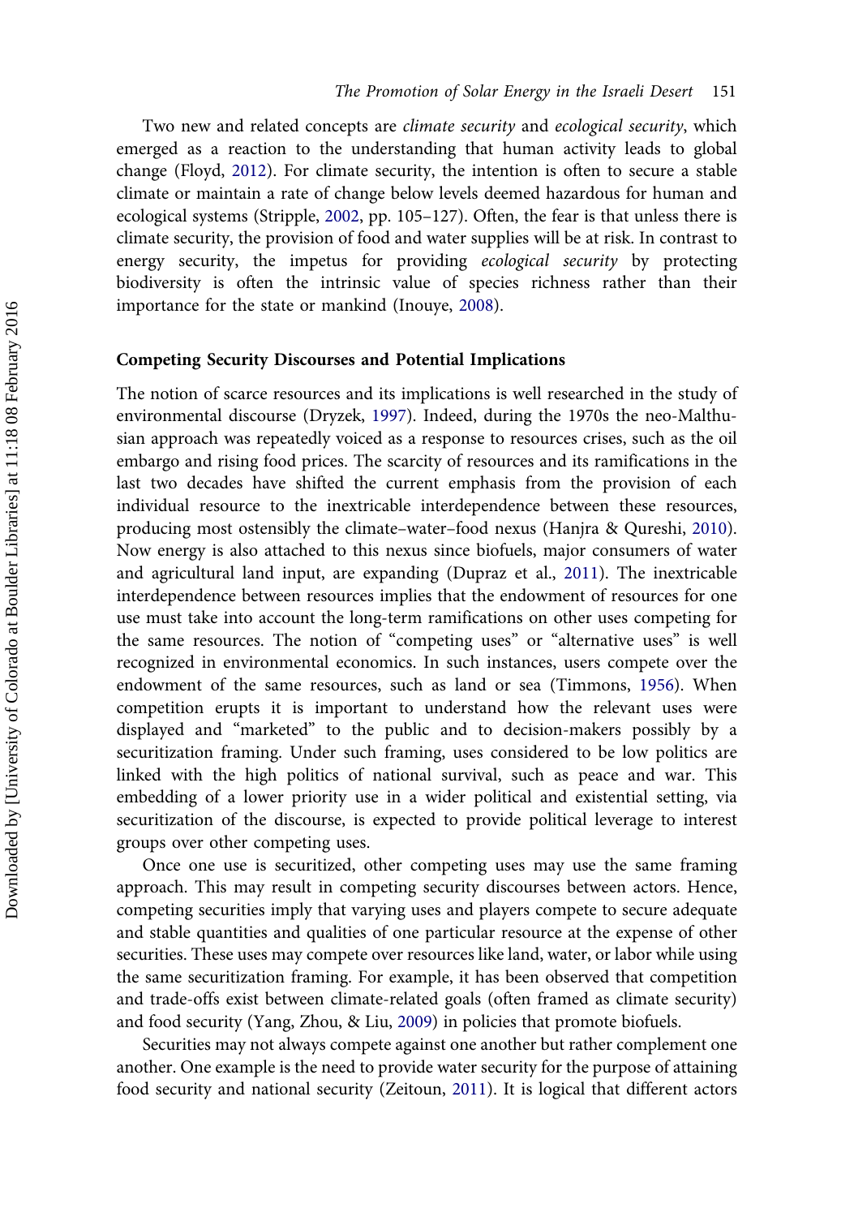Two new and related concepts are *climate security* and *ecological security*, which emerged as a reaction to the understanding that human activity leads to global change (Floyd, 2012). For climate security, the intention is often to secure a stable climate or maintain a rate of change below levels deemed hazardous for human and ecological systems (Stripple, 2002, pp. 105–127). Often, the fear is that unless there is climate security, the provision of food and water supplies will be at risk. In contrast to energy security, the impetus for providing *ecological* security by protecting biodiversity is often the intrinsic value of species richness rather than their importance for the state or mankind (Inouye, 2008).

## Competing Security Discourses and Potential Implications

The notion of scarce resources and its implications is well researched in the study of environmental discourse (Dryzek, 1997). Indeed, during the 1970s the neo-Malthusian approach was repeatedly voiced as a response to resources crises, such as the oil embargo and rising food prices. The scarcity of resources and its ramifications in the last two decades have shifted the current emphasis from the provision of each individual resource to the inextricable interdependence between these resources, producing most ostensibly the climate–water–food nexus (Hanjra & Qureshi, 2010). Now energy is also attached to this nexus since biofuels, major consumers of water and agricultural land input, are expanding (Dupraz et al., 2011). The inextricable interdependence between resources implies that the endowment of resources for one use must take into account the long-term ramifications on other uses competing for the same resources. The notion of "competing uses" or "alternative uses" is well recognized in environmental economics. In such instances, users compete over the endowment of the same resources, such as land or sea (Timmons, 1956). When competition erupts it is important to understand how the relevant uses were displayed and "marketed" to the public and to decision-makers possibly by a securitization framing. Under such framing, uses considered to be low politics are linked with the high politics of national survival, such as peace and war. This embedding of a lower priority use in a wider political and existential setting, via securitization of the discourse, is expected to provide political leverage to interest groups over other competing uses.

Once one use is securitized, other competing uses may use the same framing approach. This may result in competing security discourses between actors. Hence, competing securities imply that varying uses and players compete to secure adequate and stable quantities and qualities of one particular resource at the expense of other securities. These uses may compete over resources like land, water, or labor while using the same securitization framing. For example, it has been observed that competition and trade-offs exist between climate-related goals (often framed as climate security) and food security (Yang, Zhou, & Liu, 2009) in policies that promote biofuels.

Securities may not always compete against one another but rather complement one another. One example is the need to provide water security for the purpose of attaining food security and national security (Zeitoun, 2011). It is logical that different actors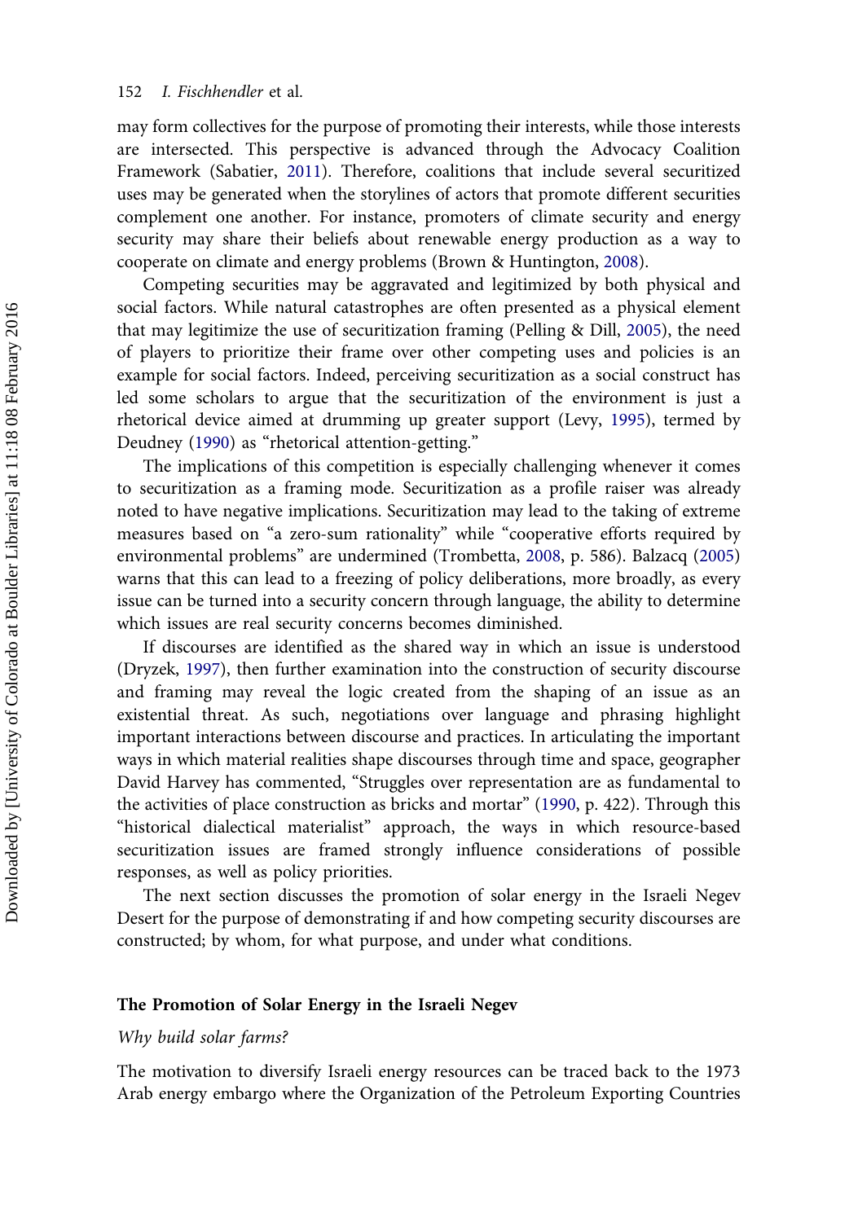may form collectives for the purpose of promoting their interests, while those interests are intersected. This perspective is advanced through the Advocacy Coalition Framework (Sabatier, 2011). Therefore, coalitions that include several securitized uses may be generated when the storylines of actors that promote different securities complement one another. For instance, promoters of climate security and energy security may share their beliefs about renewable energy production as a way to cooperate on climate and energy problems (Brown & Huntington, 2008).

Competing securities may be aggravated and legitimized by both physical and social factors. While natural catastrophes are often presented as a physical element that may legitimize the use of securitization framing (Pelling & Dill, 2005), the need of players to prioritize their frame over other competing uses and policies is an example for social factors. Indeed, perceiving securitization as a social construct has led some scholars to argue that the securitization of the environment is just a rhetorical device aimed at drumming up greater support (Levy, 1995), termed by Deudney (1990) as "rhetorical attention-getting."

The implications of this competition is especially challenging whenever it comes to securitization as a framing mode. Securitization as a profile raiser was already noted to have negative implications. Securitization may lead to the taking of extreme measures based on "a zero-sum rationality" while "cooperative efforts required by environmental problems" are undermined (Trombetta, 2008, p. 586). Balzacq (2005) warns that this can lead to a freezing of policy deliberations, more broadly, as every issue can be turned into a security concern through language, the ability to determine which issues are real security concerns becomes diminished.

If discourses are identified as the shared way in which an issue is understood (Dryzek, 1997), then further examination into the construction of security discourse and framing may reveal the logic created from the shaping of an issue as an existential threat. As such, negotiations over language and phrasing highlight important interactions between discourse and practices. In articulating the important ways in which material realities shape discourses through time and space, geographer David Harvey has commented, "Struggles over representation are as fundamental to the activities of place construction as bricks and mortar" (1990, p. 422). Through this "historical dialectical materialist" approach, the ways in which resource-based securitization issues are framed strongly influence considerations of possible responses, as well as policy priorities.

The next section discusses the promotion of solar energy in the Israeli Negev Desert for the purpose of demonstrating if and how competing security discourses are constructed; by whom, for what purpose, and under what conditions.

## The Promotion of Solar Energy in the Israeli Negev

### *Why build solar farms?*

The motivation to diversify Israeli energy resources can be traced back to the 1973 Arab energy embargo where the Organization of the Petroleum Exporting Countries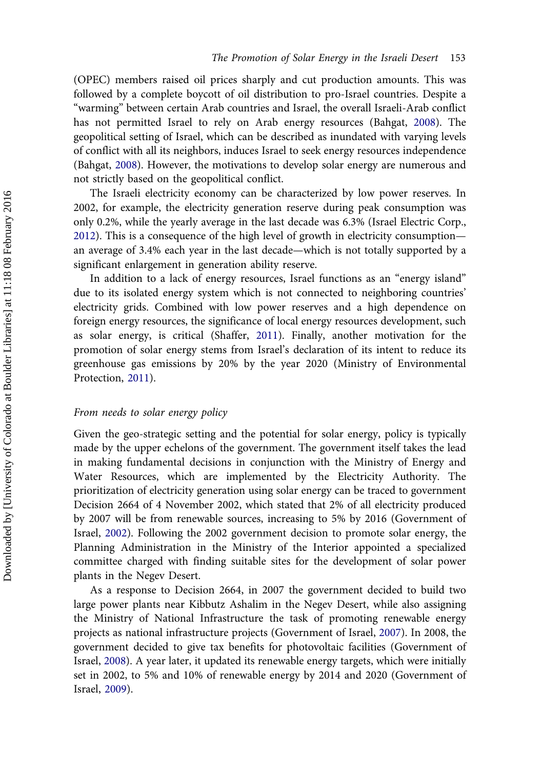(OPEC) members raised oil prices sharply and cut production amounts. This was followed by a complete boycott of oil distribution to pro-Israel countries. Despite a "warming" between certain Arab countries and Israel, the overall Israeli-Arab conflict has not permitted Israel to rely on Arab energy resources (Bahgat, 2008). The geopolitical setting of Israel, which can be described as inundated with varying levels of conflict with all its neighbors, induces Israel to seek energy resources independence (Bahgat, 2008). However, the motivations to develop solar energy are numerous and not strictly based on the geopolitical conflict.

The Israeli electricity economy can be characterized by low power reserves. In 2002, for example, the electricity generation reserve during peak consumption was only 0.2%, while the yearly average in the last decade was 6.3% (Israel Electric Corp., 2012). This is a consequence of the high level of growth in electricity consumption—an average of 3.4% each year in the last decade—which is not totally supported by a significant enlargement in generation ability reserve.

In addition to a lack of energy resources, Israel functions as an "energy island" due to its isolated energy system which is not connected to neighboring countries' electricity grids. Combined with low power reserves and a high dependence on foreign energy resources, the significance of local energy resources development, such as solar energy, is critical (Shaffer, 2011). Finally, another motivation for the promotion of solar energy stems from Israel's declaration of its intent to reduce its greenhouse gas emissions by 20% by the year 2020 (Ministry of Environmental Protection, 2011).

### *From needs to solar energy policy*

Given the geo-strategic setting and the potential for solar energy, policy is typically made by the upper echelons of the government. The government itself takes the lead in making fundamental decisions in conjunction with the Ministry of Energy and Water Resources, which are implemented by the Electricity Authority. The prioritization of electricity generation using solar energy can be traced to government Decision 2664 of 4 November 2002, which stated that 2% of all electricity produced by 2007 will be from renewable sources, increasing to 5% by 2016 (Government of Israel, 2002). Following the 2002 government decision to promote solar energy, the Planning Administration in the Ministry of the Interior appointed a specialized committee charged with finding suitable sites for the development of solar power plants in the Negev Desert.

As a response to Decision 2664, in 2007 the government decided to build two large power plants near Kibbutz Ashalim in the Negev Desert, while also assigning the Ministry of National Infrastructure the task of promoting renewable energy projects as national infrastructure projects (Government of Israel, 2007). In 2008, the government decided to give tax benefits for photovoltaic facilities (Government of Israel, 2008). A year later, it updated its renewable energy targets, which were initially set in 2002, to 5% and 10% of renewable energy by 2014 and 2020 (Government of Israel, 2009).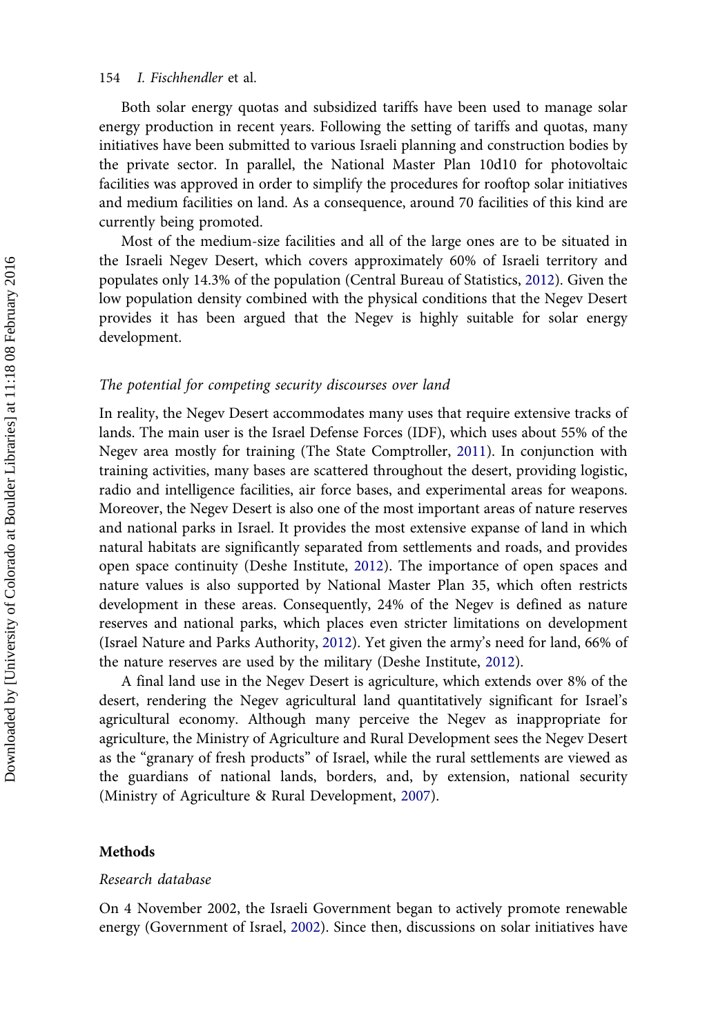Both solar energy quotas and subsidized tariffs have been used to manage solar energy production in recent years. Following the setting of tariffs and quotas, many initiatives have been submitted to various Israeli planning and construction bodies by the private sector. In parallel, the National Master Plan 10d10 for photovoltaic facilities was approved in order to simplify the procedures for rooftop solar initiatives and medium facilities on land. As a consequence, around 70 facilities of this kind are currently being promoted.

Most of the medium-size facilities and all of the large ones are to be situated in the Israeli Negev Desert, which covers approximately 60% of Israeli territory and populates only 14.3% of the population (Central Bureau of Statistics, 2012). Given the low population density combined with the physical conditions that the Negev Desert provides it has been argued that the Negev is highly suitable for solar energy development.

### *The potential for competing security discourses over land*

In reality, the Negev Desert accommodates many uses that require extensive tracks of lands. The main user is the Israel Defense Forces (IDF), which uses about 55% of the Negev area mostly for training (The State Comptroller, 2011). In conjunction with training activities, many bases are scattered throughout the desert, providing logistic, radio and intelligence facilities, air force bases, and experimental areas for weapons. Moreover, the Negev Desert is also one of the most important areas of nature reserves and national parks in Israel. It provides the most extensive expanse of land in which natural habitats are significantly separated from settlements and roads, and provides open space continuity (Deshe Institute, 2012). The importance of open spaces and nature values is also supported by National Master Plan 35, which often restricts development in these areas. Consequently, 24% of the Negev is defined as nature reserves and national parks, which places even stricter limitations on development (Israel Nature and Parks Authority, 2012). Yet given the army's need for land, 66% of the nature reserves are used by the military (Deshe Institute, 2012).

A final land use in the Negev Desert is agriculture, which extends over 8% of the desert, rendering the Negev agricultural land quantitatively significant for Israel's agricultural economy. Although many perceive the Negev as inappropriate for agriculture, the Ministry of Agriculture and Rural Development sees the Negev Desert as the "granary of fresh products" of Israel, while the rural settlements are viewed as the guardians of national lands, borders, and, by extension, national security (Ministry of Agriculture & Rural Development, 2007).

## Methods

### *Research database*

On 4 November 2002, the Israeli Government began to actively promote renewable energy (Government of Israel, 2002). Since then, discussions on solar initiatives have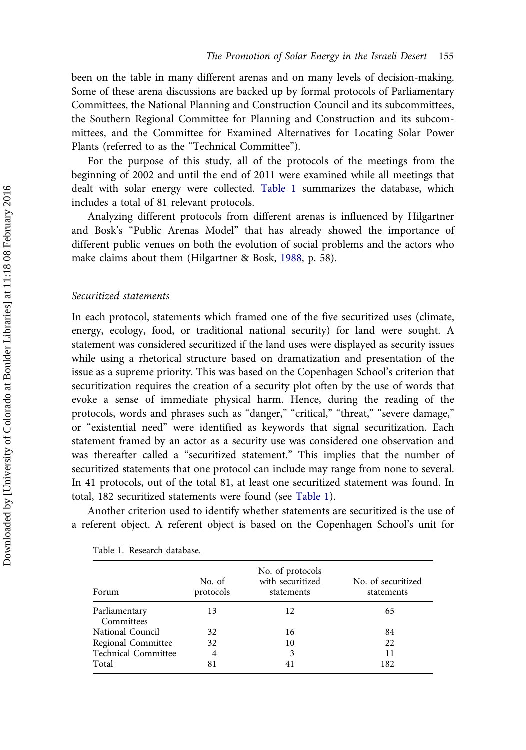been on the table in many different arenas and on many levels of decision-making. Some of these arena discussions are backed up by formal protocols of Parliamentary Committees, the National Planning and Construction Council and its subcommittees, the Southern Regional Committee for Planning and Construction and its subcommittees, and the Committee for Examined Alternatives for Locating Solar Power Plants (referred to as the "Technical Committee").

For the purpose of this study, all of the protocols of the meetings from the beginning of 2002 and until the end of 2011 were examined while all meetings that dealt with solar energy were collected. Table 1 summarizes the database, which includes a total of 81 relevant protocols.

Analyzing different protocols from different arenas is influenced by Hilgartner and Bosk's "Public Arenas Model" that has already showed the importance of different public venues on both the evolution of social problems and the actors who make claims about them (Hilgartner & Bosk, 1988, p. 58).

### *Securitized statements*

In each protocol, statements which framed one of the five securitized uses (climate, energy, ecology, food, or traditional national security) for land were sought. A statement was considered securitized if the land uses were displayed as security issues while using a rhetorical structure based on dramatization and presentation of the issue as a supreme priority. This was based on the Copenhagen School's criterion that securitization requires the creation of a security plot often by the use of words that evoke a sense of immediate physical harm. Hence, during the reading of the protocols, words and phrases such as "danger," "critical," "threat," "severe damage," or "existential need" were identified as keywords that signal securitization. Each statement framed by an actor as a security use was considered one observation and was thereafter called a "securitized statement." This implies that the number of securitized statements that one protocol can include may range from none to several. In 41 protocols, out of the total 81, at least one securitized statement was found. In total, 182 securitized statements were found (see Table 1).

Another criterion used to identify whether statements are securitized is the use of a referent object. A referent object is based on the Copenhagen School's unit for

Table 1. Research database.

| Forum | No. of protocols | No. of protocols with securitized statements | No. of securitized statements |
|---|---|---|---|
| Parliamentary Committees | 13 | 12 | 65 |
| National Council | 32 | 16 | 84 |
| Regional Committee | 32 | 10 | 22 |
| Technical Committee | 4 | 3 | 11 |
| Total | 81 | 41 | 182 |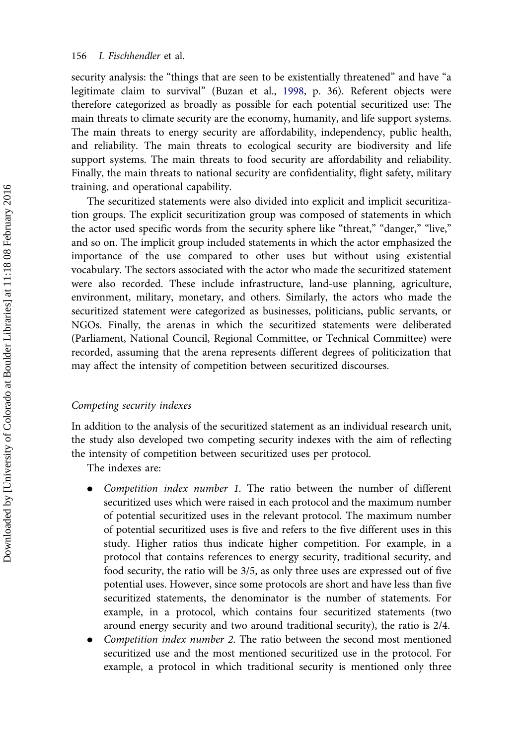security analysis: the "things that are seen to be existentially threatened" and have "a legitimate claim to survival" (Buzan et al., 1998, p. 36). Referent objects were therefore categorized as broadly as possible for each potential securitized use: The main threats to climate security are the economy, humanity, and life support systems. The main threats to energy security are affordability, independency, public health, and reliability. The main threats to ecological security are biodiversity and life support systems. The main threats to food security are affordability and reliability. Finally, the main threats to national security are confidentiality, flight safety, military training, and operational capability.

The securitized statements were also divided into explicit and implicit securitization groups. The explicit securitization group was composed of statements in which the actor used specific words from the security sphere like "threat," "danger," "live," and so on. The implicit group included statements in which the actor emphasized the importance of the use compared to other uses but without using existential vocabulary. The sectors associated with the actor who made the securitized statement were also recorded. These include infrastructure, land-use planning, agriculture, environment, military, monetary, and others. Similarly, the actors who made the securitized statement were categorized as businesses, politicians, public servants, or NGOs. Finally, the arenas in which the securitized statements were deliberated (Parliament, National Council, Regional Committee, or Technical Committee) were recorded, assuming that the arena represents different degrees of politicization that may affect the intensity of competition between securitized discourses.

### *Competing security indexes*

In addition to the analysis of the securitized statement as an individual research unit, the study also developed two competing security indexes with the aim of reflecting the intensity of competition between securitized uses per protocol.

The indexes are:

- *Competition index number 1.* The ratio between the number of different securitized uses which were raised in each protocol and the maximum number of potential securitized uses in the relevant protocol. The maximum number of potential securitized uses is five and refers to the five different uses in this study. Higher ratios thus indicate higher competition. For example, in a protocol that contains references to energy security, traditional security, and food security, the ratio will be 3/5, as only three uses are expressed out of five potential uses. However, since some protocols are short and have less than five securitized statements, the denominator is the number of statements. For example, in a protocol, which contains four securitized statements (two around energy security and two around traditional security), the ratio is 2/4.
- *Competition index number 2.* The ratio between the second most mentioned securitized use and the most mentioned securitized use in the protocol. For example, a protocol in which traditional security is mentioned only three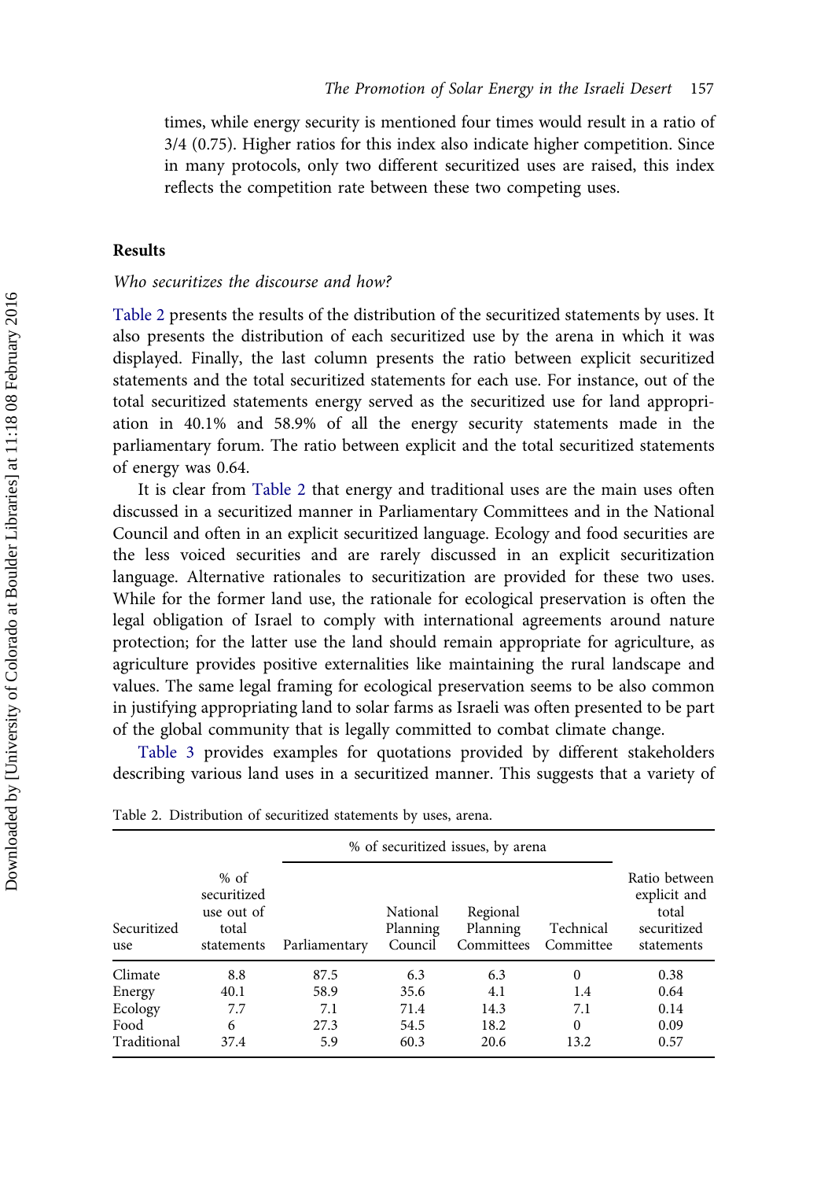times, while energy security is mentioned four times would result in a ratio of 3/4 (0.75). Higher ratios for this index also indicate higher competition. Since in many protocols, only two different securitized uses are raised, this index reflects the competition rate between these two competing uses.

## Results

*Who securitizes the discourse and how?*

Table 2 presents the results of the distribution of the securitized statements by uses. It also presents the distribution of each securitized use by the arena in which it was displayed. Finally, the last column presents the ratio between explicit securitized statements and the total securitized statements for each use. For instance, out of the total securitized statements energy served as the securitized use for land appropriation in 40.1% and 58.9% of all the energy security statements made in the parliamentary forum. The ratio between explicit and the total securitized statements of energy was 0.64.

It is clear from Table 2 that energy and traditional uses are the main uses often discussed in a securitized manner in Parliamentary Committees and in the National Council and often in an explicit securitized language. Ecology and food securities are the less voiced securities and are rarely discussed in an explicit securitization language. Alternative rationales to securitization are provided for these two uses. While for the former land use, the rationale for ecological preservation is often the legal obligation of Israel to comply with international agreements around nature protection; for the latter use the land should remain appropriate for agriculture, as agriculture provides positive externalities like maintaining the rural landscape and values. The same legal framing for ecological preservation seems to be also common in justifying appropriating land to solar farms as Israeli was often presented to be part of the global community that is legally committed to combat climate change.

Table 3 provides examples for quotations provided by different stakeholders describing various land uses in a securitized manner. This suggests that a variety of

Table 2. Distribution of securitized statements by uses, arena.

| | | % of securitized issues, by arena | | | | |
|---|---|---|---|---|---|---|
| Securitized use | % of securitized use out of total statements | Parliamentary | National Planning Council | Regional Planning Committees | Technical Committee | Ratio between explicit and total securitized statements |
| Climate | 8.8 | 87.5 | 6.3 | 6.3 | 0 | 0.38 |
| Energy | 40.1 | 58.9 | 35.6 | 4.1 | 1.4 | 0.64 |
| Ecology | 7.7 | 7.1 | 71.4 | 14.3 | 7.1 | 0.14 |
| Food | 6 | 27.3 | 54.5 | 18.2 | 0 | 0.09 |
| Traditional | 37.4 | 5.9 | 60.3 | 20.6 | 13.2 | 0.57 |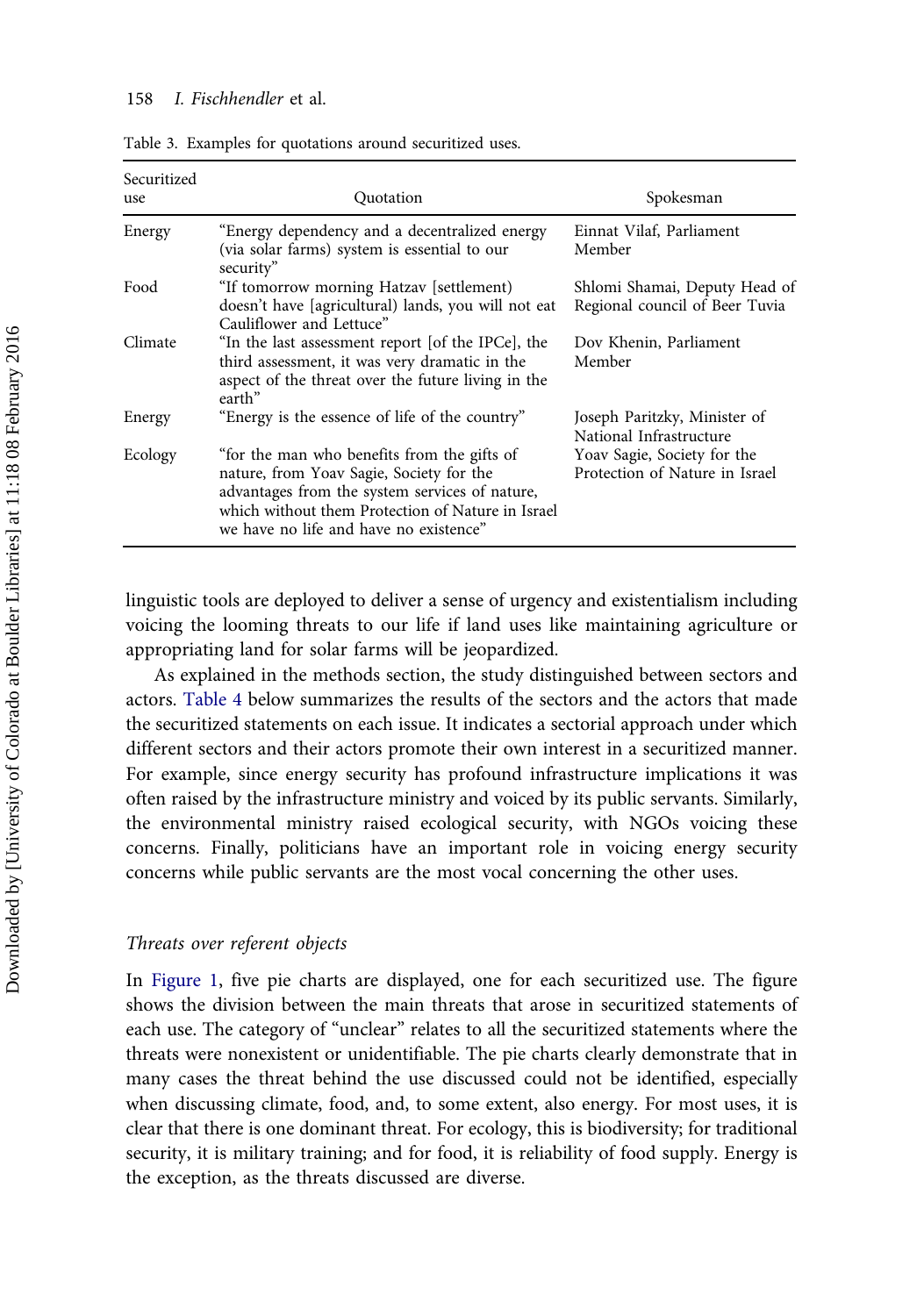Table 3. Examples for quotations around securitized uses.

| Securitized use | Quotation | Spokesman |
| --- | --- | --- |
| Energy | "Energy dependency and a decentralized energy (via solar farms) system is essential to our security" | Einnat Vilaf, Parliament Member |
| Food | "If tomorrow morning Hatzav [settlement] doesn't have [agricultural] lands, you will not eat Cauliflower and Lettuce" | Shlomi Shamai, Deputy Head of Regional council of Beer Tuvia |
| Climate | "In the last assessment report [of the IPCe], the third assessment, it was very dramatic in the aspect of the threat over the future living in the earth" | Dov Khenin, Parliament Member |
| Energy | "Energy is the essence of life of the country" | Joseph Paritzky, Minister of National Infrastructure |
| Ecology | "for the man who benefits from the gifts of nature, from Yoav Sagie, Society for the advantages from the system services of nature, which without them Protection of Nature in Israel we have no life and have no existence" | Yoav Sagie, Society for the Protection of Nature in Israel |

linguistic tools are deployed to deliver a sense of urgency and existentialism including voicing the looming threats to our life if land uses like maintaining agriculture or appropriating land for solar farms will be jeopardized.

As explained in the methods section, the study distinguished between sectors and actors. Table 4 below summarizes the results of the sectors and the actors that made the securitized statements on each issue. It indicates a sectorial approach under which different sectors and their actors promote their own interest in a securitized manner. For example, since energy security has profound infrastructure implications it was often raised by the infrastructure ministry and voiced by its public servants. Similarly, the environmental ministry raised ecological security, with NGOs voicing these concerns. Finally, politicians have an important role in voicing energy security concerns while public servants are the most vocal concerning the other uses.

### *Threats over referent objects*

In Figure 1, five pie charts are displayed, one for each securitized use. The figure shows the division between the main threats that arose in securitized statements of each use. The category of "unclear" relates to all the securitized statements where the threats were nonexistent or unidentifiable. The pie charts clearly demonstrate that in many cases the threat behind the use discussed could not be identified, especially when discussing climate, food, and, to some extent, also energy. For most uses, it is clear that there is one dominant threat. For ecology, this is biodiversity; for traditional security, it is military training; and for food, it is reliability of food supply. Energy is the exception, as the threats discussed are diverse.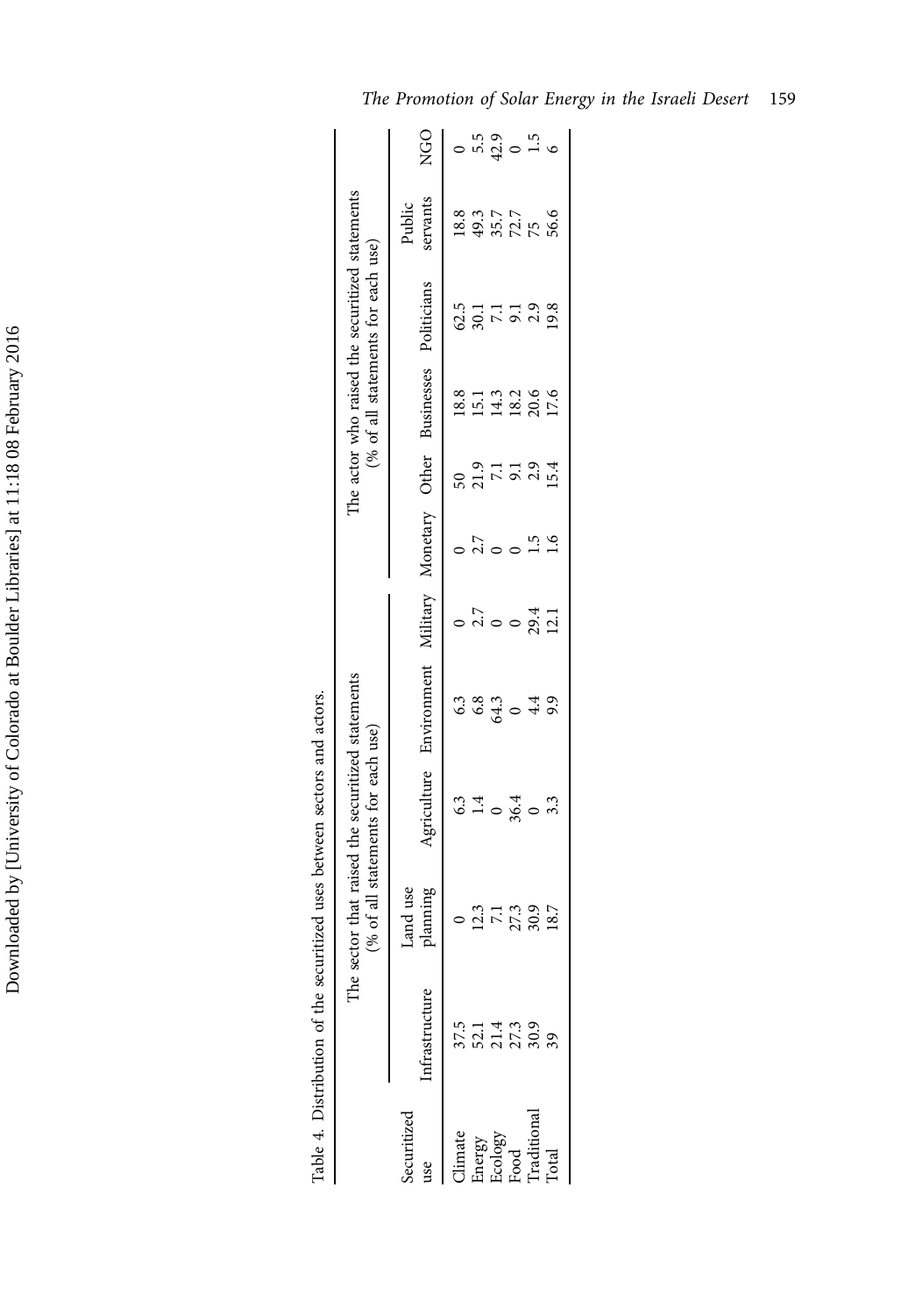Table 4. Distribution of the securitized uses between sectors and actors.

| Securitized use | The sector that raised the securitized statements (% of all statements for each use) | | | | | The actor who raised the securitized statements (% of all statements for each use) | | | | | |
|---|---|---|---|---|---|---|---|---|---|---|---|
| | Infrastructure | Land use planning | Agriculture | Environment | Military | Monetary | Other | Businesses | Politicians | Public servants | NGO |
| Climate | 37.5 | 0 | 6.3 | 6.3 | 0 | 0 | 50 | 18.8 | 62.5 | 18.8 | 0 |
| Energy | 52.1 | 12.3 | 1.4 | 6.8 | 2.7 | 2.7 | 21.9 | 15.1 | 30.1 | 49.3 | 5.5 |
| Ecology | 21.4 | 7.1 | 0 | 64.3 | 0 | 0 | 7.1 | 14.3 | 7.1 | 35.7 | 42.9 |
| Food | 27.3 | 27.3 | 36.4 | 0 | 0 | 0 | 9.1 | 18.2 | 9.1 | 72.7 | 0 |
| Traditional | 30.9 | 30.9 | 0 | 4.4 | 29.4 | 1.5 | 2.9 | 20.6 | 2.9 | 75 | 1.5 |
| Total | 39 | 18.7 | 3.3 | 9.9 | 12.1 | 1.6 | 15.4 | 17.6 | 19.8 | 56.6 | 6 |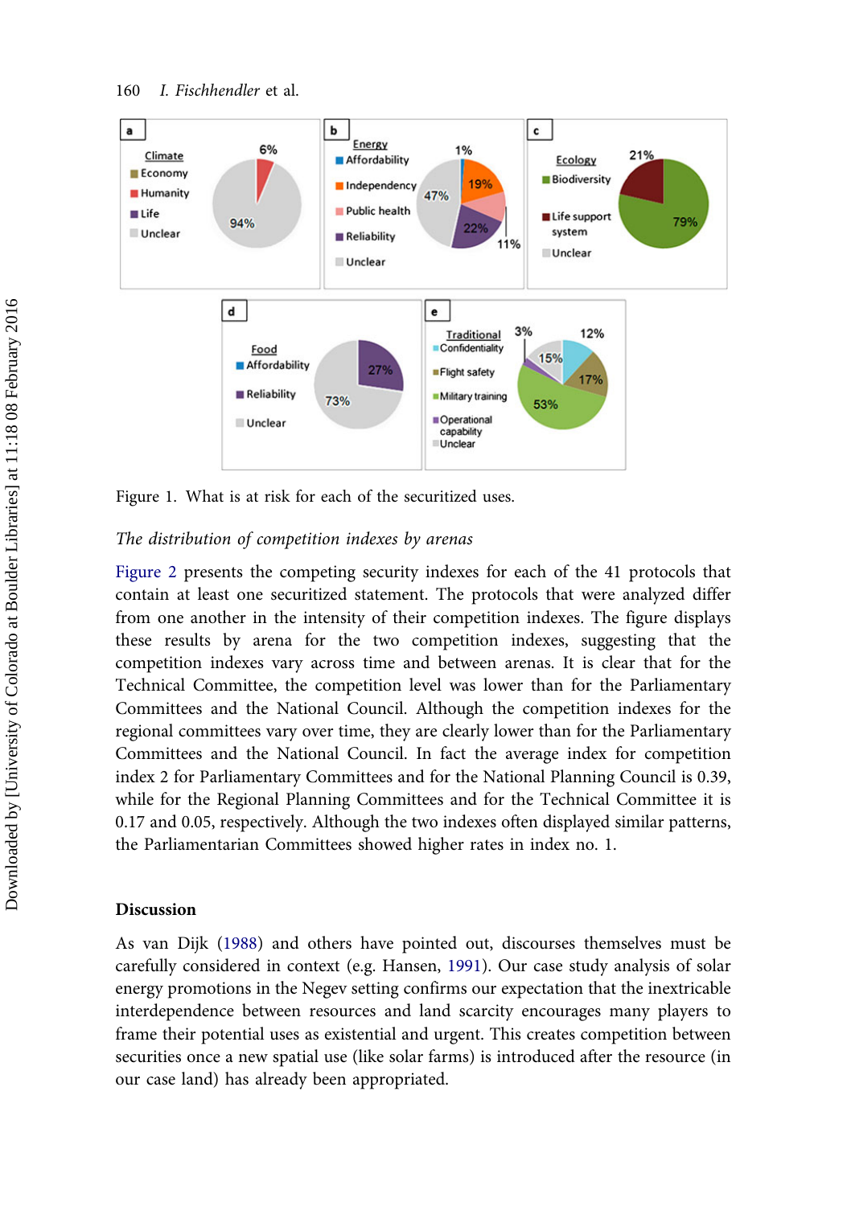Figure 1. What is at risk for each of the securitized uses.

*The distribution of competition indexes by arenas*

Figure 2 presents the competing security indexes for each of the 41 protocols that contain at least one securitized statement. The protocols that were analyzed differ from one another in the intensity of their competition indexes. The figure displays these results by arena for the two competition indexes, suggesting that the competition indexes vary across time and between arenas. It is clear that for the Technical Committee, the competition level was lower than for the Parliamentary Committees and the National Council. Although the competition indexes for the regional committees vary over time, they are clearly lower than for the Parliamentary Committees and the National Council. In fact the average index for competition index 2 for Parliamentary Committees and for the National Planning Council is 0.39, while for the Regional Planning Committees and for the Technical Committee it is 0.17 and 0.05, respectively. Although the two indexes often displayed similar patterns, the Parliamentarian Committees showed higher rates in index no. 1.

## Discussion

As van Dijk (1988) and others have pointed out, discourses themselves must be carefully considered in context (e.g. Hansen, 1991). Our case study analysis of solar energy promotions in the Negev setting confirms our expectation that the inextricable interdependence between resources and land scarcity encourages many players to frame their potential uses as existential and urgent. This creates competition between securities once a new spatial use (like solar farms) is introduced after the resource (in our case land) has already been appropriated.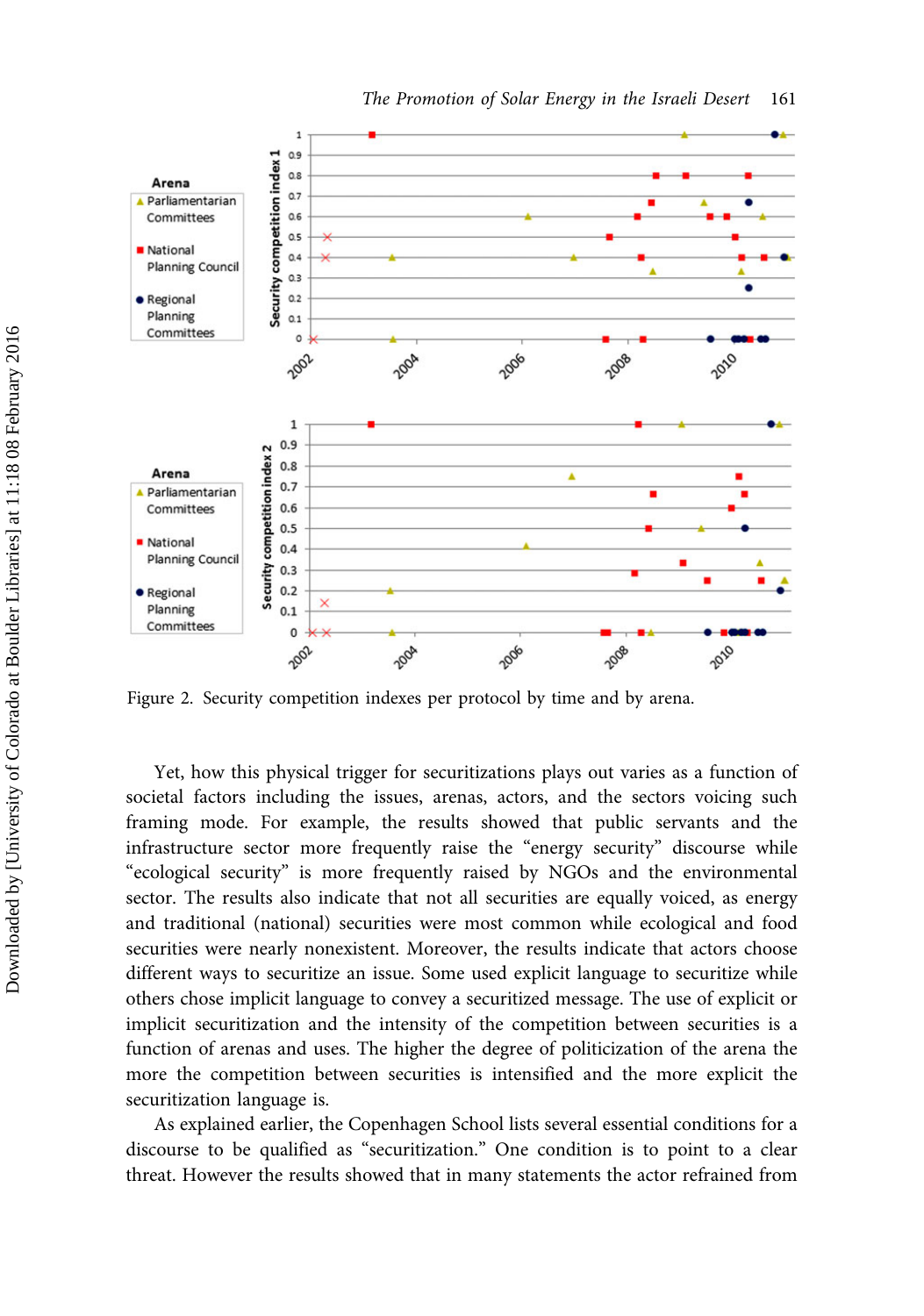Figure 2. Security competition indexes per protocol by time and by arena.

Yet, how this physical trigger for securitizations plays out varies as a function of societal factors including the issues, arenas, actors, and the sectors voicing such framing mode. For example, the results showed that public servants and the infrastructure sector more frequently raise the "energy security" discourse while "ecological security" is more frequently raised by NGOs and the environmental sector. The results also indicate that not all securities are equally voiced, as energy and traditional (national) securities were most common while ecological and food securities were nearly nonexistent. Moreover, the results indicate that actors choose different ways to securitize an issue. Some used explicit language to securitize while others chose implicit language to convey a securitized message. The use of explicit or implicit securitization and the intensity of the competition between securities is a function of arenas and uses. The higher the degree of politicization of the arena the more the competition between securities is intensified and the more explicit the securitization language is.

As explained earlier, the Copenhagen School lists several essential conditions for a discourse to be qualified as "securitization." One condition is to point to a clear threat. However the results showed that in many statements the actor refrained from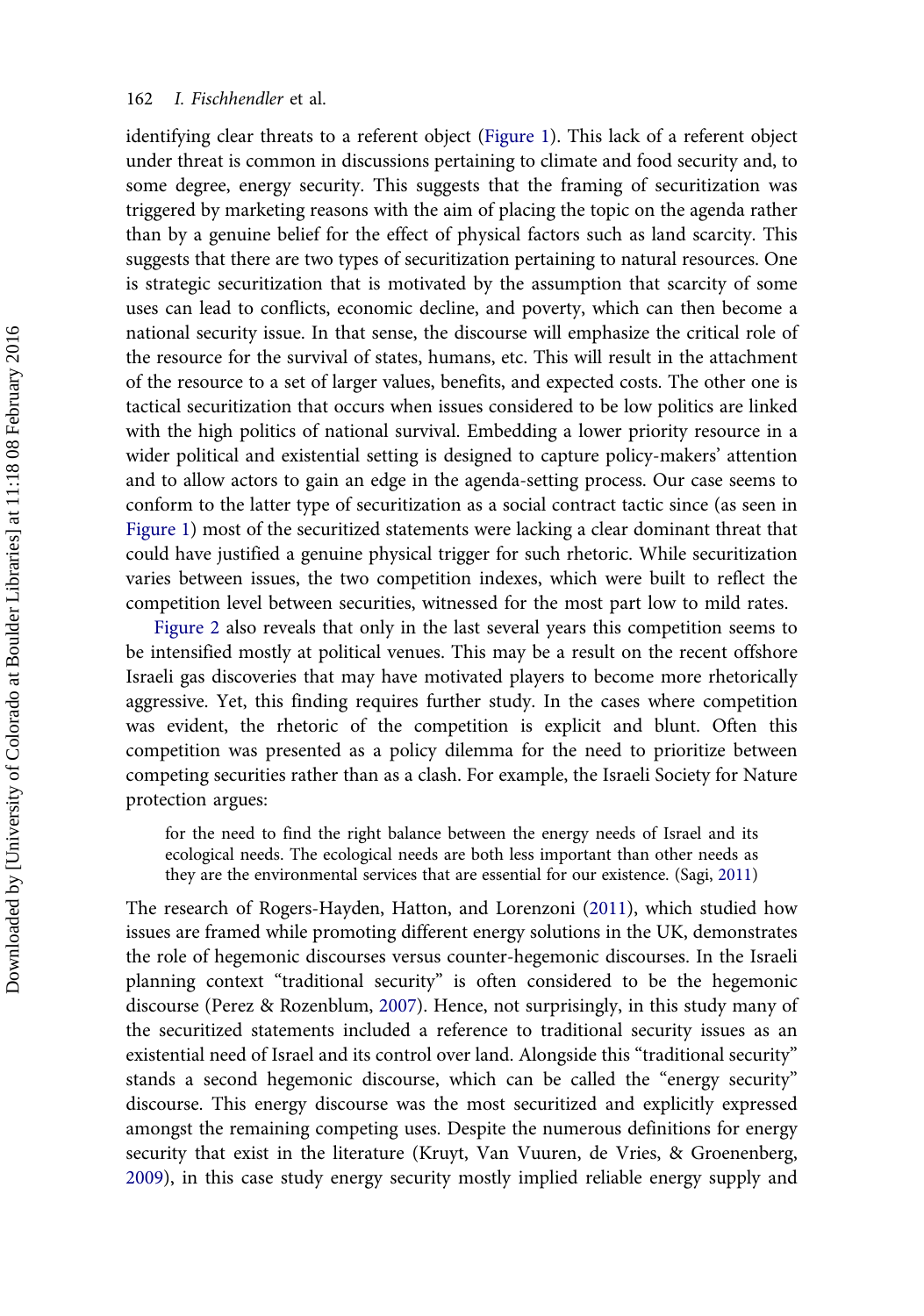identifying clear threats to a referent object (Figure 1). This lack of a referent object under threat is common in discussions pertaining to climate and food security and, to some degree, energy security. This suggests that the framing of securitization was triggered by marketing reasons with the aim of placing the topic on the agenda rather than by a genuine belief for the effect of physical factors such as land scarcity. This suggests that there are two types of securitization pertaining to natural resources. One is strategic securitization that is motivated by the assumption that scarcity of some uses can lead to conflicts, economic decline, and poverty, which can then become a national security issue. In that sense, the discourse will emphasize the critical role of the resource for the survival of states, humans, etc. This will result in the attachment of the resource to a set of larger values, benefits, and expected costs. The other one is tactical securitization that occurs when issues considered to be low politics are linked with the high politics of national survival. Embedding a lower priority resource in a wider political and existential setting is designed to capture policy-makers' attention and to allow actors to gain an edge in the agenda-setting process. Our case seems to conform to the latter type of securitization as a social contract tactic since (as seen in Figure 1) most of the securitized statements were lacking a clear dominant threat that could have justified a genuine physical trigger for such rhetoric. While securitization varies between issues, the two competition indexes, which were built to reflect the competition level between securities, witnessed for the most part low to mild rates.

Figure 2 also reveals that only in the last several years this competition seems to be intensified mostly at political venues. This may be a result on the recent offshore Israeli gas discoveries that may have motivated players to become more rhetorically aggressive. Yet, this finding requires further study. In the cases where competition was evident, the rhetoric of the competition is explicit and blunt. Often this competition was presented as a policy dilemma for the need to prioritize between competing securities rather than as a clash. For example, the Israeli Society for Nature protection argues:

> for the need to find the right balance between the energy needs of Israel and its ecological needs. The ecological needs are both less important than other needs as they are the environmental services that are essential for our existence. (Sagi, 2011)

The research of Rogers-Hayden, Hatton, and Lorenzoni (2011), which studied how issues are framed while promoting different energy solutions in the UK, demonstrates the role of hegemonic discourses versus counter-hegemonic discourses. In the Israeli planning context "traditional security" is often considered to be the hegemonic discourse (Perez & Rozenblum, 2007). Hence, not surprisingly, in this study many of the securitized statements included a reference to traditional security issues as an existential need of Israel and its control over land. Alongside this "traditional security" stands a second hegemonic discourse, which can be called the "energy security" discourse. This energy discourse was the most securitized and explicitly expressed amongst the remaining competing uses. Despite the numerous definitions for energy security that exist in the literature (Kruyt, Van Vuuren, de Vries, & Groenenberg, 2009), in this case study energy security mostly implied reliable energy supply and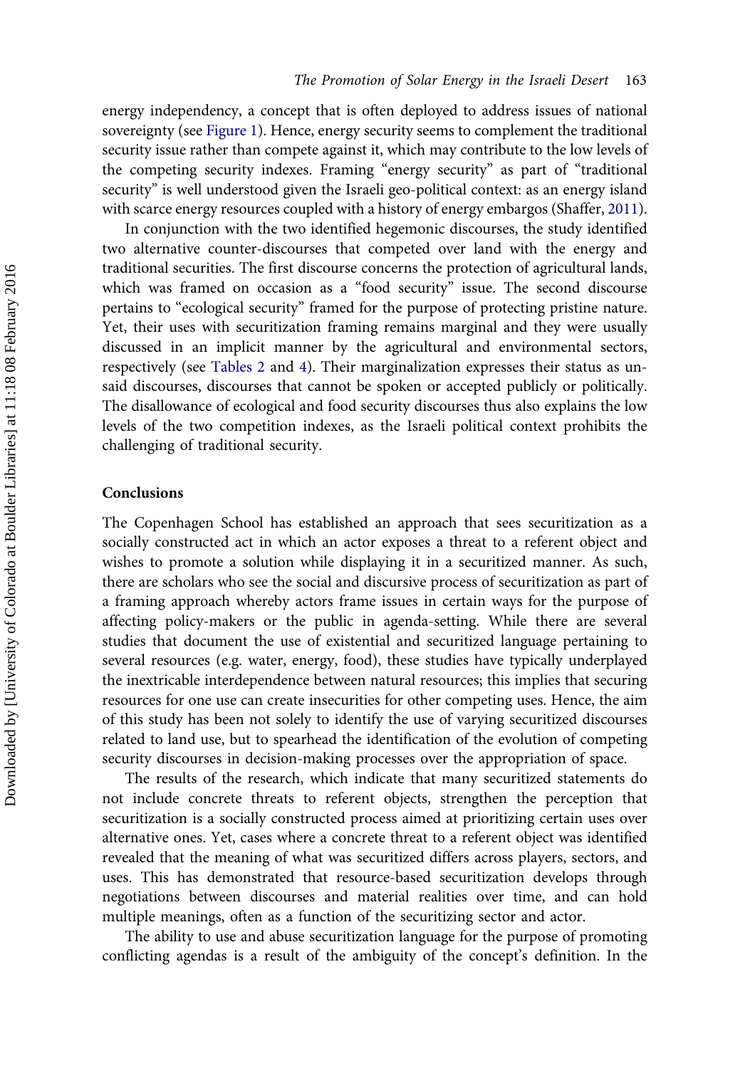energy independency, a concept that is often deployed to address issues of national sovereignty (see Figure 1). Hence, energy security seems to complement the traditional security issue rather than compete against it, which may contribute to the low levels of the competing security indexes. Framing "energy security" as part of "traditional security" is well understood given the Israeli geo-political context: as an energy island with scarce energy resources coupled with a history of energy embargos (Shaffer, 2011).

In conjunction with the two identified hegemonic discourses, the study identified two alternative counter-discourses that competed over land with the energy and traditional securities. The first discourse concerns the protection of agricultural lands, which was framed on occasion as a "food security" issue. The second discourse pertains to "ecological security" framed for the purpose of protecting pristine nature. Yet, their uses with securitization framing remains marginal and they were usually discussed in an implicit manner by the agricultural and environmental sectors, respectively (see Tables 2 and 4). Their marginalization expresses their status as unsaid discourses, discourses that cannot be spoken or accepted publicly or politically. The disallowance of ecological and food security discourses thus also explains the low levels of the two competition indexes, as the Israeli political context prohibits the challenging of traditional security.

## Conclusions

The Copenhagen School has established an approach that sees securitization as a socially constructed act in which an actor exposes a threat to a referent object and wishes to promote a solution while displaying it in a securitized manner. As such, there are scholars who see the social and discursive process of securitization as part of a framing approach whereby actors frame issues in certain ways for the purpose of affecting policy-makers or the public in agenda-setting. While there are several studies that document the use of existential and securitized language pertaining to several resources (e.g. water, energy, food), these studies have typically underplayed the inextricable interdependence between natural resources; this implies that securing resources for one use can create insecurities for other competing uses. Hence, the aim of this study has been not solely to identify the use of varying securitized discourses related to land use, but to spearhead the identification of the evolution of competing security discourses in decision-making processes over the appropriation of space.

The results of the research, which indicate that many securitized statements do not include concrete threats to referent objects, strengthen the perception that securitization is a socially constructed process aimed at prioritizing certain uses over alternative ones. Yet, cases where a concrete threat to a referent object was identified revealed that the meaning of what was securitized differs across players, sectors, and uses. This has demonstrated that resource-based securitization develops through negotiations between discourses and material realities over time, and can hold multiple meanings, often as a function of the securitizing sector and actor.

The ability to use and abuse securitization language for the purpose of promoting conflicting agendas is a result of the ambiguity of the concept's definition. In the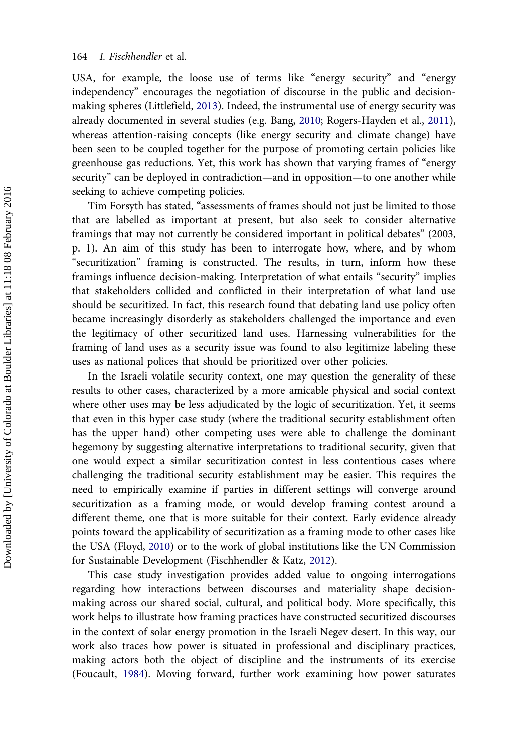USA, for example, the loose use of terms like "energy security" and "energy independency" encourages the negotiation of discourse in the public and decision-making spheres (Littlefield, 2013). Indeed, the instrumental use of energy security was already documented in several studies (e.g. Bang, 2010; Rogers-Hayden et al., 2011), whereas attention-raising concepts (like energy security and climate change) have been seen to be coupled together for the purpose of promoting certain policies like greenhouse gas reductions. Yet, this work has shown that varying frames of "energy security" can be deployed in contradiction—and in opposition—to one another while seeking to achieve competing policies.

Tim Forsyth has stated, "assessments of frames should not just be limited to those that are labelled as important at present, but also seek to consider alternative framings that may not currently be considered important in political debates" (2003, p. 1). An aim of this study has been to interrogate how, where, and by whom "securitization" framing is constructed. The results, in turn, inform how these framings influence decision-making. Interpretation of what entails "security" implies that stakeholders collided and conflicted in their interpretation of what land use should be securitized. In fact, this research found that debating land use policy often became increasingly disorderly as stakeholders challenged the importance and even the legitimacy of other securitized land uses. Harnessing vulnerabilities for the framing of land uses as a security issue was found to also legitimize labeling these uses as national polices that should be prioritized over other policies.

In the Israeli volatile security context, one may question the generality of these results to other cases, characterized by a more amicable physical and social context where other uses may be less adjudicated by the logic of securitization. Yet, it seems that even in this hyper case study (where the traditional security establishment often has the upper hand) other competing uses were able to challenge the dominant hegemony by suggesting alternative interpretations to traditional security, given that one would expect a similar securitization contest in less contentious cases where challenging the traditional security establishment may be easier. This requires the need to empirically examine if parties in different settings will converge around securitization as a framing mode, or would develop framing contest around a different theme, one that is more suitable for their context. Early evidence already points toward the applicability of securitization as a framing mode to other cases like the USA (Floyd, 2010) or to the work of global institutions like the UN Commission for Sustainable Development (Fischhendler & Katz, 2012).

This case study investigation provides added value to ongoing interrogations regarding how interactions between discourses and materiality shape decision-making across our shared social, cultural, and political body. More specifically, this work helps to illustrate how framing practices have constructed securitized discourses in the context of solar energy promotion in the Israeli Negev desert. In this way, our work also traces how power is situated in professional and disciplinary practices, making actors both the object of discipline and the instruments of its exercise (Foucault, 1984). Moving forward, further work examining how power saturates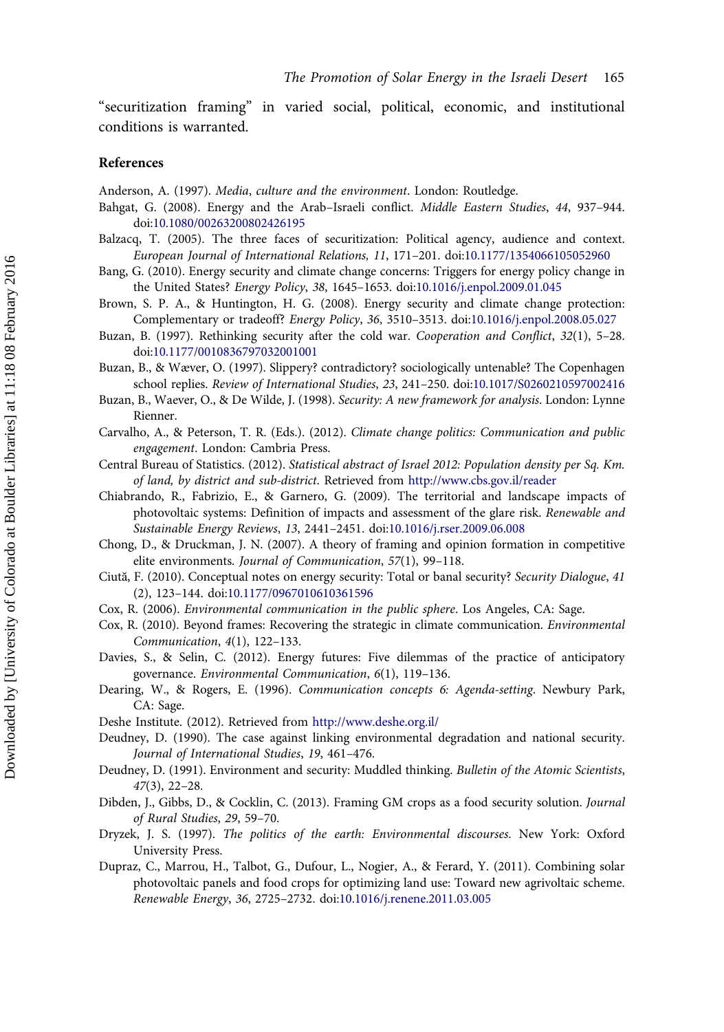"securitization framing" in varied social, political, economic, and institutional conditions is warranted.

## References

Anderson, A. (1997). *Media, culture and the environment*. London: Routledge.

Bahgat, G. (2008). Energy and the Arab–Israeli conflict. *Middle Eastern Studies*, *44*, 937–944. doi:10.1080/00263200802426195

Balzacq, T. (2005). The three faces of securitization: Political agency, audience and context. *European Journal of International Relations, 11*, 171–201. doi:10.1177/1354066105052960

Bang, G. (2010). Energy security and climate change concerns: Triggers for energy policy change in the United States? *Energy Policy*, *38*, 1645–1653. doi:10.1016/j.enpol.2009.01.045

Brown, S. P. A., & Huntington, H. G. (2008). Energy security and climate change protection: Complementary or tradeoff? *Energy Policy*, *36*, 3510–3513. doi:10.1016/j.enpol.2008.05.027

Buzan, B. (1997). Rethinking security after the cold war. *Cooperation and Conflict*, *32*(1), 5–28. doi:10.1177/0010836797032001001

Buzan, B., & Wæver, O. (1997). Slippery? contradictory? sociologically untenable? The Copenhagen school replies. *Review of International Studies*, *23*, 241–250. doi:10.1017/S0260210597002416

Buzan, B., Waever, O., & De Wilde, J. (1998). *Security: A new framework for analysis*. London: Lynne Rienner.

Carvalho, A., & Peterson, T. R. (Eds.). (2012). *Climate change politics: Communication and public engagement*. London: Cambria Press.

Central Bureau of Statistics. (2012). *Statistical abstract of Israel 2012: Population density per Sq. Km. of land, by district and sub-district*. Retrieved from http://www.cbs.gov.il/reader

Chiabrando, R., Fabrizio, E., & Garnero, G. (2009). The territorial and landscape impacts of photovoltaic systems: Definition of impacts and assessment of the glare risk. *Renewable and Sustainable Energy Reviews*, *13*, 2441–2451. doi:10.1016/j.rser.2009.06.008

Chong, D., & Druckman, J. N. (2007). A theory of framing and opinion formation in competitive elite environments. *Journal of Communication*, *57*(1), 99–118.

Ciută, F. (2010). Conceptual notes on energy security: Total or banal security? *Security Dialogue*, *41* (2), 123–144. doi:10.1177/0967010610361596

Cox, R. (2006). *Environmental communication in the public sphere*. Los Angeles, CA: Sage.

Cox, R. (2010). Beyond frames: Recovering the strategic in climate communication. *Environmental Communication*, *4*(1), 122–133.

Davies, S., & Selin, C. (2012). Energy futures: Five dilemmas of the practice of anticipatory governance. *Environmental Communication*, *6*(1), 119–136.

Dearing, W., & Rogers, E. (1996). *Communication concepts 6: Agenda-setting*. Newbury Park, CA: Sage.

Deshe Institute. (2012). Retrieved from http://www.deshe.org.il/

Deudney, D. (1990). The case against linking environmental degradation and national security. *Journal of International Studies*, *19*, 461–476.

Deudney, D. (1991). Environment and security: Muddled thinking. *Bulletin of the Atomic Scientists*, *47*(3), 22–28.

Dibden, J., Gibbs, D., & Cocklin, C. (2013). Framing GM crops as a food security solution. *Journal of Rural Studies*, *29*, 59–70.

Dryzek, J. S. (1997). *The politics of the earth: Environmental discourses*. New York: Oxford University Press.

Dupraz, C., Marrou, H., Talbot, G., Dufour, L., Nogier, A., & Ferard, Y. (2011). Combining solar photovoltaic panels and food crops for optimizing land use: Toward new agrivoltaic scheme. *Renewable Energy*, *36*, 2725–2732. doi:10.1016/j.renene.2011.03.005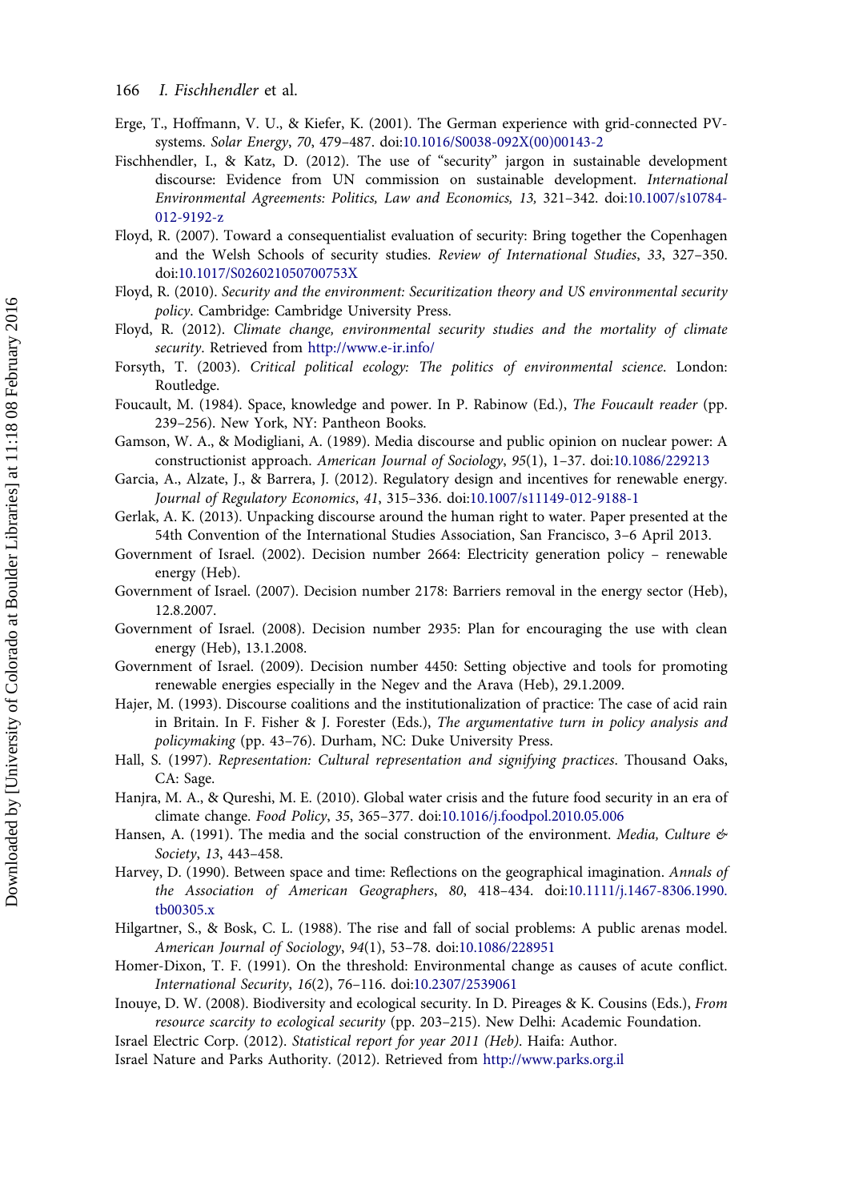Erge, T., Hoffmann, V. U., & Kiefer, K. (2001). The German experience with grid-connected PV-systems. *Solar Energy*, *70*, 479–487. doi:10.1016/S0038-092X(00)00143-2

Fischhendler, I., & Katz, D. (2012). The use of "security" jargon in sustainable development discourse: Evidence from UN commission on sustainable development. *International Environmental Agreements: Politics, Law and Economics, 13,* 321–342. doi:10.1007/s10784-012-9192-z

Floyd, R. (2007). Toward a consequentialist evaluation of security: Bring together the Copenhagen and the Welsh Schools of security studies. *Review of International Studies*, *33*, 327–350. doi:10.1017/S026021050700753X

Floyd, R. (2010). *Security and the environment: Securitization theory and US environmental security policy*. Cambridge: Cambridge University Press.

Floyd, R. (2012). *Climate change, environmental security studies and the mortality of climate security*. Retrieved from http://www.e-ir.info/

Forsyth, T. (2003). *Critical political ecology: The politics of environmental science*. London: Routledge.

Foucault, M. (1984). Space, knowledge and power. In P. Rabinow (Ed.), *The Foucault reader* (pp. 239–256). New York, NY: Pantheon Books.

Gamson, W. A., & Modigliani, A. (1989). Media discourse and public opinion on nuclear power: A constructionist approach. *American Journal of Sociology*, *95*(1), 1–37. doi:10.1086/229213

Garcia, A., Alzate, J., & Barrera, J. (2012). Regulatory design and incentives for renewable energy. *Journal of Regulatory Economics*, *41*, 315–336. doi:10.1007/s11149-012-9188-1

Gerlak, A. K. (2013). Unpacking discourse around the human right to water. Paper presented at the 54th Convention of the International Studies Association, San Francisco, 3–6 April 2013.

Government of Israel. (2002). Decision number 2664: Electricity generation policy – renewable energy (Heb).

Government of Israel. (2007). Decision number 2178: Barriers removal in the energy sector (Heb), 12.8.2007.

Government of Israel. (2008). Decision number 2935: Plan for encouraging the use with clean energy (Heb), 13.1.2008.

Government of Israel. (2009). Decision number 4450: Setting objective and tools for promoting renewable energies especially in the Negev and the Arava (Heb), 29.1.2009.

Hajer, M. (1993). Discourse coalitions and the institutionalization of practice: The case of acid rain in Britain. In F. Fisher & J. Forester (Eds.), *The argumentative turn in policy analysis and policymaking* (pp. 43–76). Durham, NC: Duke University Press.

Hall, S. (1997). *Representation: Cultural representation and signifying practices*. Thousand Oaks, CA: Sage.

Hanjra, M. A., & Qureshi, M. E. (2010). Global water crisis and the future food security in an era of climate change. *Food Policy*, *35*, 365–377. doi:10.1016/j.foodpol.2010.05.006

Hansen, A. (1991). The media and the social construction of the environment. *Media, Culture & Society*, *13*, 443–458.

Harvey, D. (1990). Between space and time: Reflections on the geographical imagination. *Annals of the Association of American Geographers*, *80*, 418–434. doi:10.1111/j.1467-8306.1990.tb00305.x

Hilgartner, S., & Bosk, C. L. (1988). The rise and fall of social problems: A public arenas model. *American Journal of Sociology*, *94*(1), 53–78. doi:10.1086/228951

Homer-Dixon, T. F. (1991). On the threshold: Environmental change as causes of acute conflict. *International Security*, *16*(2), 76–116. doi:10.2307/2539061

Inouye, D. W. (2008). Biodiversity and ecological security. In D. Pireages & K. Cousins (Eds.), *From resource scarcity to ecological security* (pp. 203–215). New Delhi: Academic Foundation.

Israel Electric Corp. (2012). *Statistical report for year 2011 (Heb)*. Haifa: Author.

Israel Nature and Parks Authority. (2012). Retrieved from http://www.parks.org.il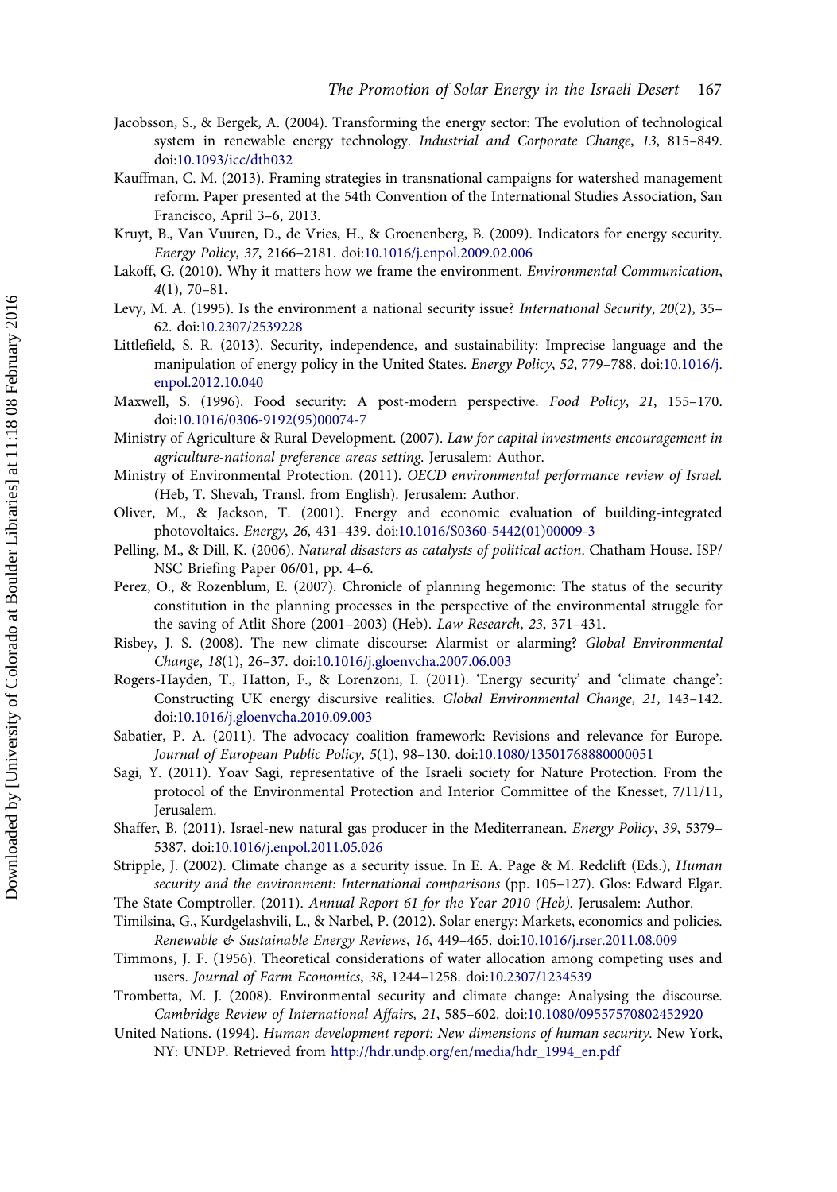Jacobsson, S., & Bergek, A. (2004). Transforming the energy sector: The evolution of technological system in renewable energy technology. *Industrial and Corporate Change*, *13*, 815–849. doi:10.1093/icc/dth032

Kauffman, C. M. (2013). Framing strategies in transnational campaigns for watershed management reform. Paper presented at the 54th Convention of the International Studies Association, San Francisco, April 3–6, 2013.

Kruyt, B., Van Vuuren, D., de Vries, H., & Groenenberg, B. (2009). Indicators for energy security. *Energy Policy*, *37*, 2166–2181. doi:10.1016/j.enpol.2009.02.006

Lakoff, G. (2010). Why it matters how we frame the environment. *Environmental Communication*, *4*(1), 70–81.

Levy, M. A. (1995). Is the environment a national security issue? *International Security*, *20*(2), 35–62. doi:10.2307/2539228

Littlefield, S. R. (2013). Security, independence, and sustainability: Imprecise language and the manipulation of energy policy in the United States. *Energy Policy*, *52*, 779–788. doi:10.1016/j.enpol.2012.10.040

Maxwell, S. (1996). Food security: A post-modern perspective. *Food Policy*, *21*, 155–170. doi:10.1016/0306-9192(95)00074-7

Ministry of Agriculture & Rural Development. (2007). *Law for capital investments encouragement in agriculture-national preference areas setting*. Jerusalem: Author.

Ministry of Environmental Protection. (2011). *OECD environmental performance review of Israel.* (Heb, T. Shevah, Transl. from English). Jerusalem: Author.

Oliver, M., & Jackson, T. (2001). Energy and economic evaluation of building-integrated photovoltaics. *Energy*, *26*, 431–439. doi:10.1016/S0360-5442(01)00009-3

Pelling, M., & Dill, K. (2006). *Natural disasters as catalysts of political action*. Chatham House. ISP/NSC Briefing Paper 06/01, pp. 4–6.

Perez, O., & Rozenblum, E. (2007). Chronicle of planning hegemonic: The status of the security constitution in the planning processes in the perspective of the environmental struggle for the saving of Atlit Shore (2001–2003) (Heb). *Law Research*, *23*, 371–431.

Risbey, J. S. (2008). The new climate discourse: Alarmist or alarming? *Global Environmental Change*, *18*(1), 26–37. doi:10.1016/j.gloenvcha.2007.06.003

Rogers-Hayden, T., Hatton, F., & Lorenzoni, I. (2011). 'Energy security' and 'climate change': Constructing UK energy discursive realities. *Global Environmental Change*, *21*, 143–142. doi:10.1016/j.gloenvcha.2010.09.003

Sabatier, P. A. (2011). The advocacy coalition framework: Revisions and relevance for Europe. *Journal of European Public Policy*, *5*(1), 98–130. doi:10.1080/13501768880000051

Sagi, Y. (2011). Yoav Sagi, representative of the Israeli society for Nature Protection. From the protocol of the Environmental Protection and Interior Committee of the Knesset, 7/11/11, Jerusalem.

Shaffer, B. (2011). Israel-new natural gas producer in the Mediterranean. *Energy Policy*, *39*, 5379–5387. doi:10.1016/j.enpol.2011.05.026

Stripple, J. (2002). Climate change as a security issue. In E. A. Page & M. Redclift (Eds.), *Human security and the environment: International comparisons* (pp. 105–127). Glos: Edward Elgar.

The State Comptroller. (2011). *Annual Report 61 for the Year 2010 (Heb)*. Jerusalem: Author.

Timilsina, G., Kurdgelashvili, L., & Narbel, P. (2012). Solar energy: Markets, economics and policies. *Renewable & Sustainable Energy Reviews*, *16*, 449–465. doi:10.1016/j.rser.2011.08.009

Timmons, J. F. (1956). Theoretical considerations of water allocation among competing uses and users. *Journal of Farm Economics*, *38*, 1244–1258. doi:10.2307/1234539

Trombetta, M. J. (2008). Environmental security and climate change: Analysing the discourse. *Cambridge Review of International Affairs, 21*, 585–602. doi:10.1080/09557570802452920

United Nations. (1994). *Human development report: New dimensions of human security*. New York, NY: UNDP. Retrieved from http://hdr.undp.org/en/media/hdr_1994_en.pdf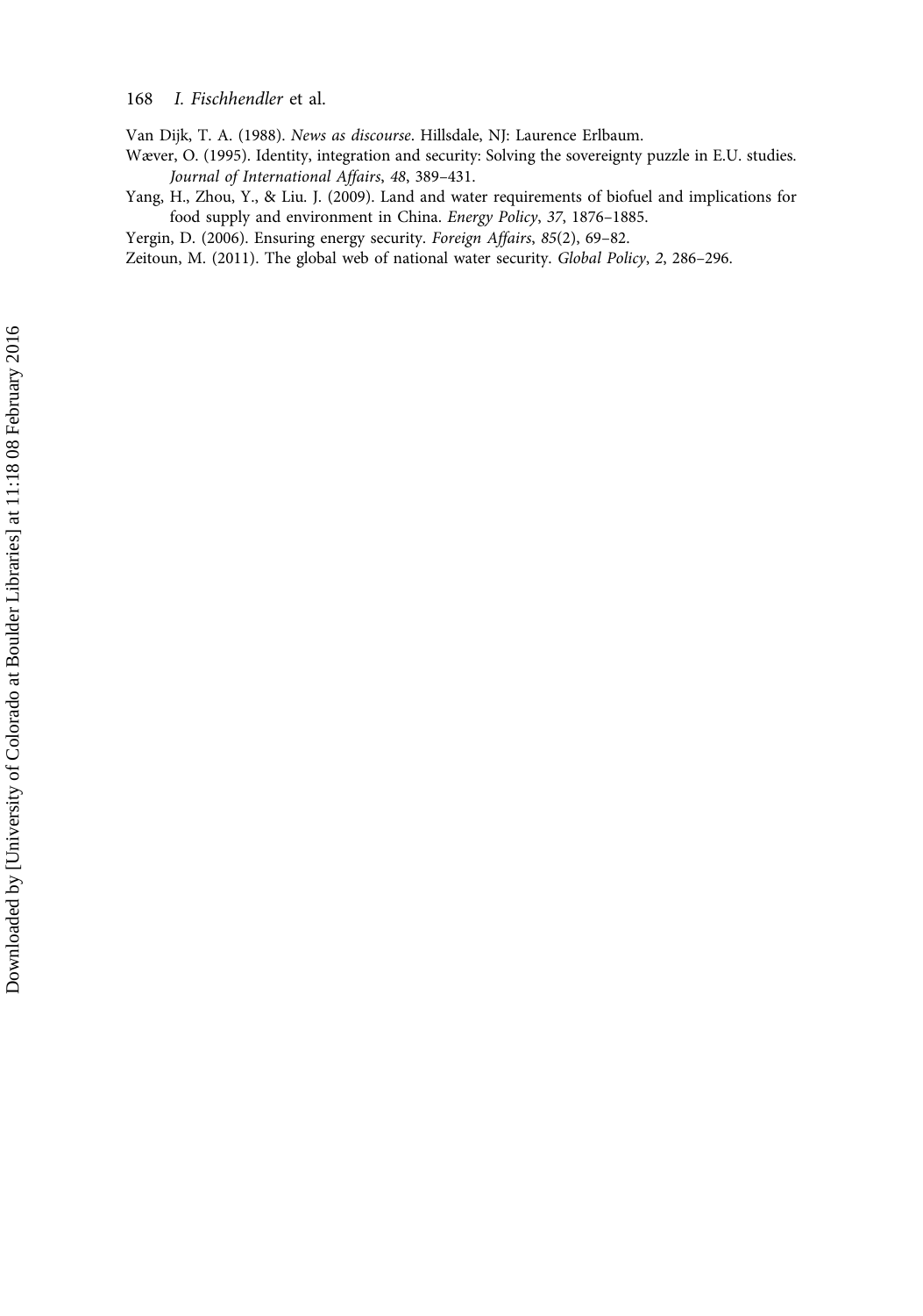Van Dijk, T. A. (1988). *News as discourse*. Hillsdale, NJ: Laurence Erlbaum.

Wæver, O. (1995). Identity, integration and security: Solving the sovereignty puzzle in E.U. studies. *Journal of International Affairs*, *48*, 389–431.

Yang, H., Zhou, Y., & Liu. J. (2009). Land and water requirements of biofuel and implications for food supply and environment in China. *Energy Policy*, *37*, 1876–1885.

Yergin, D. (2006). Ensuring energy security. *Foreign Affairs*, *85*(2), 69–82.

Zeitoun, M. (2011). The global web of national water security. *Global Policy*, *2*, 286–296.